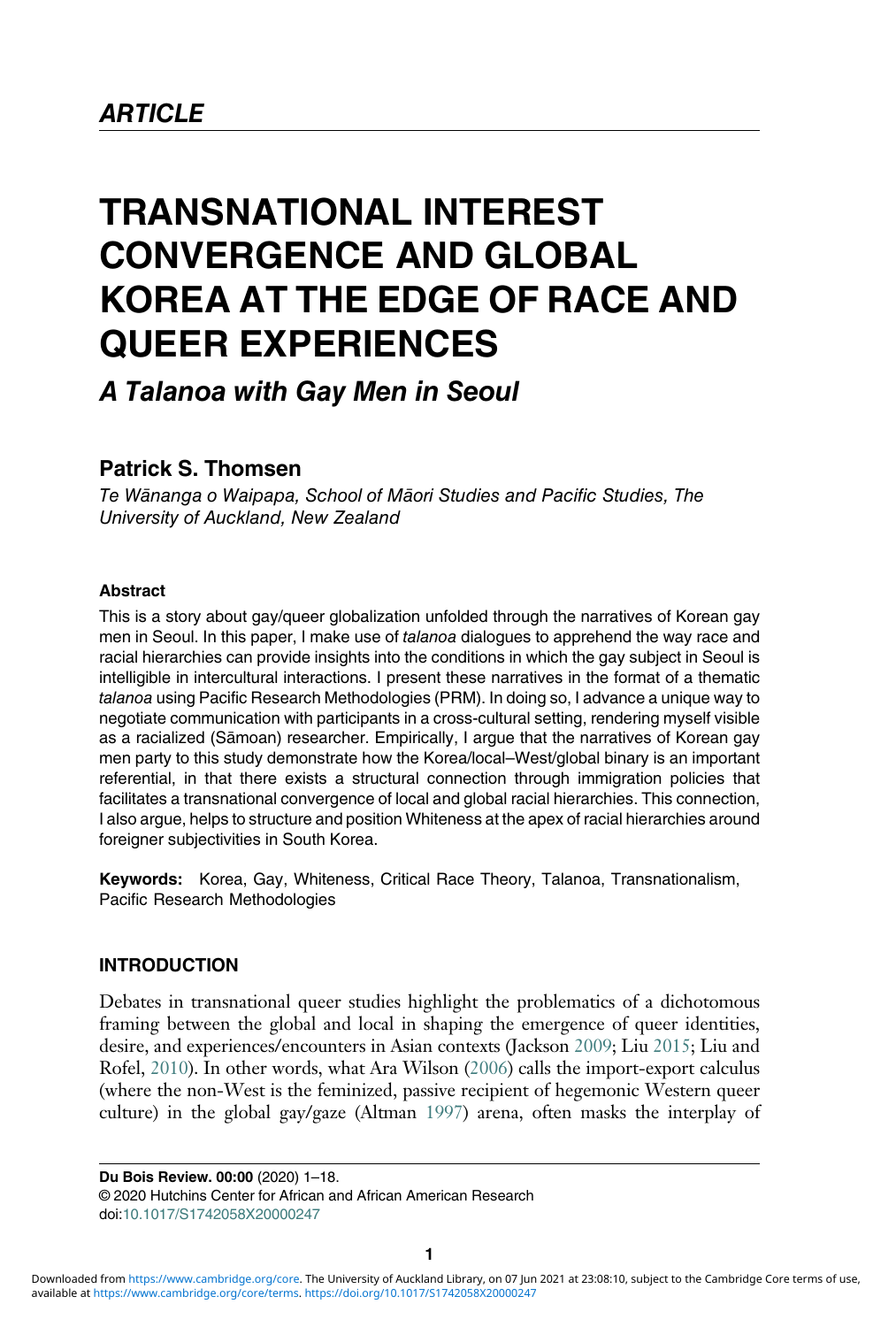*ARTICLE*

# TRANSNATIONAL INTEREST CONVERGENCE AND GLOBAL KOREA AT THE EDGE OF RACE AND QUEER EXPERIENCES

## *A Talanoa with Gay Men in Seoul*

### Patrick S. Thomsen

*Te Wānanga o Waipapa, School of Māori Studies and Pacific Studies, The University of Auckland, New Zealand*

#### Abstract

This is a story about gay/queer globalization unfolded through the narratives of Korean gay men in Seoul. In this paper, I make use of *talanoa* dialogues to apprehend the way race and racial hierarchies can provide insights into the conditions in which the gay subject in Seoul is intelligible in intercultural interactions. I present these narratives in the format of a thematic *talanoa* using Pacific Research Methodologies (PRM). In doing so, I advance a unique way to negotiate communication with participants in a cross-cultural setting, rendering myself visible as a racialized (Sāmoan) researcher. Empirically, I argue that the narratives of Korean gay men party to this study demonstrate how the Korea/local–West/global binary is an important referential, in that there exists a structural connection through immigration policies that facilitates a transnational convergence of local and global racial hierarchies. This connection, I also argue, helps to structure and position Whiteness at the apex of racial hierarchies around foreigner subjectivities in South Korea.

**Keywords:** Korea, Gay, Whiteness, Critical Race Theory, Talanoa, Transnationalism, Pacific Research Methodologies

#### INTRODUCTION

Debates in transnational queer studies highlight the problematics of a dichotomous framing between the global and local in shaping the emergence of queer identities, desire, and experiences/encounters in Asian contexts (Jackson 2009; Liu 2015; Liu and Rofel, 2010). In other words, what Ara Wilson (2006) calls the import-export calculus (where the non-West is the feminized, passive recipient of hegemonic Western queer culture) in the global gay/gaze (Altman 1997) arena, often masks the interplay of

**Du Bois Review. 00:00** (2020) 1–18.
© 2020 Hutchins Center for African and African American Research
doi:10.1017/S1742058X20000247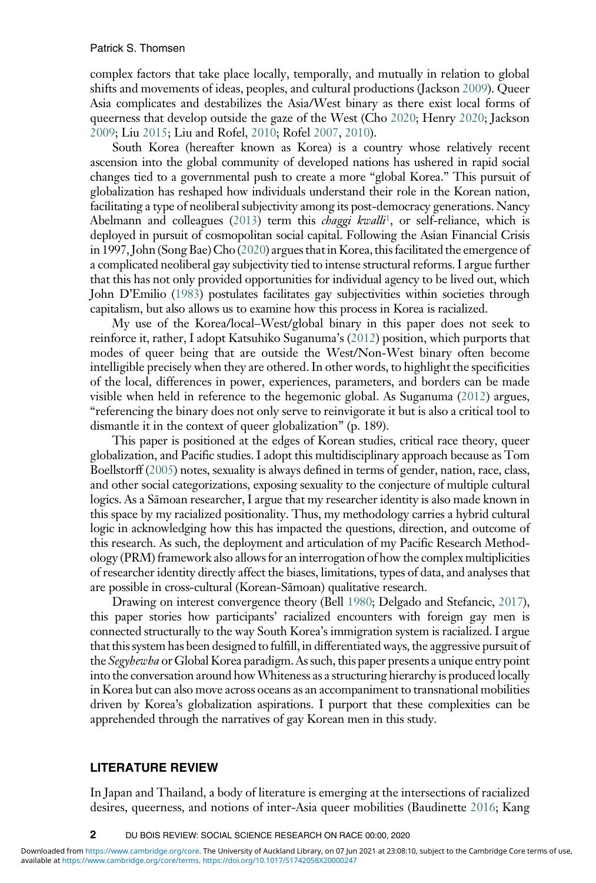complex factors that take place locally, temporally, and mutually in relation to global shifts and movements of ideas, peoples, and cultural productions (Jackson 2009). Queer Asia complicates and destabilizes the Asia/West binary as there exist local forms of queerness that develop outside the gaze of the West (Cho 2020; Henry 2020; Jackson 2009; Liu 2015; Liu and Rofel, 2010; Rofel 2007, 2010).

South Korea (hereafter known as Korea) is a country whose relatively recent ascension into the global community of developed nations has ushered in rapid social changes tied to a governmental push to create a more "global Korea." This pursuit of globalization has reshaped how individuals understand their role in the Korean nation, facilitating a type of neoliberal subjectivity among its post-democracy generations. Nancy Abelmann and colleagues (2013) term this *chaggi kwalli*[1], or self-reliance, which is deployed in pursuit of cosmopolitan social capital. Following the Asian Financial Crisis in 1997, John (Song Bae) Cho (2020) argues that in Korea, this facilitated the emergence of a complicated neoliberal gay subjectivity tied to intense structural reforms. I argue further that this has not only provided opportunities for individual agency to be lived out, which John D'Emilio (1983) postulates facilitates gay subjectivities within societies through capitalism, but also allows us to examine how this process in Korea is racialized.

My use of the Korea/local–West/global binary in this paper does not seek to reinforce it, rather, I adopt Katsuhiko Suganuma's (2012) position, which purports that modes of queer being that are outside the West/Non-West binary often become intelligible precisely when they are othered. In other words, to highlight the specificities of the local, differences in power, experiences, parameters, and borders can be made visible when held in reference to the hegemonic global. As Suganuma (2012) argues, "referencing the binary does not only serve to reinvigorate it but is also a critical tool to dismantle it in the context of queer globalization" (p. 189).

This paper is positioned at the edges of Korean studies, critical race theory, queer globalization, and Pacific studies. I adopt this multidisciplinary approach because as Tom Boellstorff (2005) notes, sexuality is always defined in terms of gender, nation, race, class, and other social categorizations, exposing sexuality to the conjecture of multiple cultural logics. As a Sāmoan researcher, I argue that my researcher identity is also made known in this space by my racialized positionality. Thus, my methodology carries a hybrid cultural logic in acknowledging how this has impacted the questions, direction, and outcome of this research. As such, the deployment and articulation of my Pacific Research Methodology (PRM) framework also allows for an interrogation of how the complex multiplicities of researcher identity directly affect the biases, limitations, types of data, and analyses that are possible in cross-cultural (Korean-Sāmoan) qualitative research.

Drawing on interest convergence theory (Bell 1980; Delgado and Stefancic, 2017), this paper stories how participants' racialized encounters with foreign gay men is connected structurally to the way South Korea's immigration system is racialized. I argue that this system has been designed to fulfill, in differentiated ways, the aggressive pursuit of the *Segyhewha* or Global Korea paradigm. As such, this paper presents a unique entry point into the conversation around how Whiteness as a structuring hierarchy is produced locally in Korea but can also move across oceans as an accompaniment to transnational mobilities driven by Korea's globalization aspirations. I purport that these complexities can be apprehended through the narratives of gay Korean men in this study.

## LITERATURE REVIEW

In Japan and Thailand, a body of literature is emerging at the intersections of racialized desires, queerness, and notions of inter-Asia queer mobilities (Baudinette 2016; Kang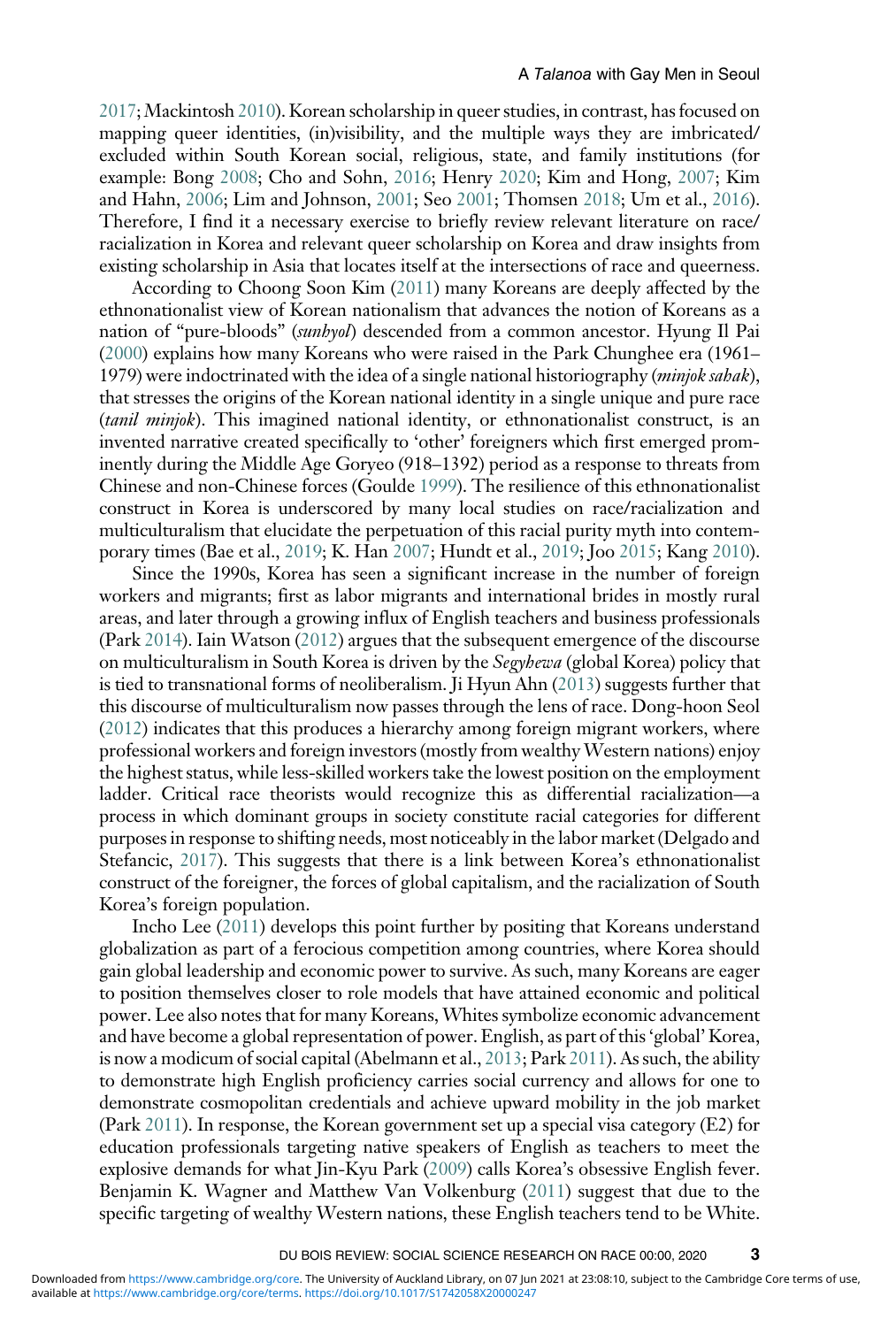2017; Mackintosh 2010). Korean scholarship in queer studies, in contrast, has focused on mapping queer identities, (in)visibility, and the multiple ways they are imbricated/excluded within South Korean social, religious, state, and family institutions (for example: Bong 2008; Cho and Sohn, 2016; Henry 2020; Kim and Hong, 2007; Kim and Hahn, 2006; Lim and Johnson, 2001; Seo 2001; Thomsen 2018; Um et al., 2016). Therefore, I find it a necessary exercise to briefly review relevant literature on race/racialization in Korea and relevant queer scholarship on Korea and draw insights from existing scholarship in Asia that locates itself at the intersections of race and queerness.

According to Choong Soon Kim (2011) many Koreans are deeply affected by the ethnonationalist view of Korean nationalism that advances the notion of Koreans as a nation of "pure-bloods" (*sunhyol*) descended from a common ancestor. Hyung Il Pai (2000) explains how many Koreans who were raised in the Park Chunghee era (1961–1979) were indoctrinated with the idea of a single national historiography (*minjok sahak*), that stresses the origins of the Korean national identity in a single unique and pure race (*tanil minjok*). This imagined national identity, or ethnonationalist construct, is an invented narrative created specifically to 'other' foreigners which first emerged prominently during the Middle Age Goryeo (918–1392) period as a response to threats from Chinese and non-Chinese forces (Goulde 1999). The resilience of this ethnonationalist construct in Korea is underscored by many local studies on race/racialization and multiculturalism that elucidate the perpetuation of this racial purity myth into contemporary times (Bae et al., 2019; K. Han 2007; Hundt et al., 2019; Joo 2015; Kang 2010).

Since the 1990s, Korea has seen a significant increase in the number of foreign workers and migrants; first as labor migrants and international brides in mostly rural areas, and later through a growing influx of English teachers and business professionals (Park 2014). Iain Watson (2012) argues that the subsequent emergence of the discourse on multiculturalism in South Korea is driven by the *Segyhewa* (global Korea) policy that is tied to transnational forms of neoliberalism. Ji Hyun Ahn (2013) suggests further that this discourse of multiculturalism now passes through the lens of race. Dong-hoon Seol (2012) indicates that this produces a hierarchy among foreign migrant workers, where professional workers and foreign investors (mostly from wealthy Western nations) enjoy the highest status, while less-skilled workers take the lowest position on the employment ladder. Critical race theorists would recognize this as differential racialization—a process in which dominant groups in society constitute racial categories for different purposes in response to shifting needs, most noticeably in the labor market (Delgado and Stefancic, 2017). This suggests that there is a link between Korea's ethnonationalist construct of the foreigner, the forces of global capitalism, and the racialization of South Korea's foreign population.

Incho Lee (2011) develops this point further by positing that Koreans understand globalization as part of a ferocious competition among countries, where Korea should gain global leadership and economic power to survive. As such, many Koreans are eager to position themselves closer to role models that have attained economic and political power. Lee also notes that for many Koreans, Whites symbolize economic advancement and have become a global representation of power. English, as part of this 'global' Korea, is now a modicum of social capital (Abelmann et al., 2013; Park 2011). As such, the ability to demonstrate high English proficiency carries social currency and allows for one to demonstrate cosmopolitan credentials and achieve upward mobility in the job market (Park 2011). In response, the Korean government set up a special visa category (E2) for education professionals targeting native speakers of English as teachers to meet the explosive demands for what Jin-Kyu Park (2009) calls Korea's obsessive English fever. Benjamin K. Wagner and Matthew Van Volkenburg (2011) suggest that due to the specific targeting of wealthy Western nations, these English teachers tend to be White.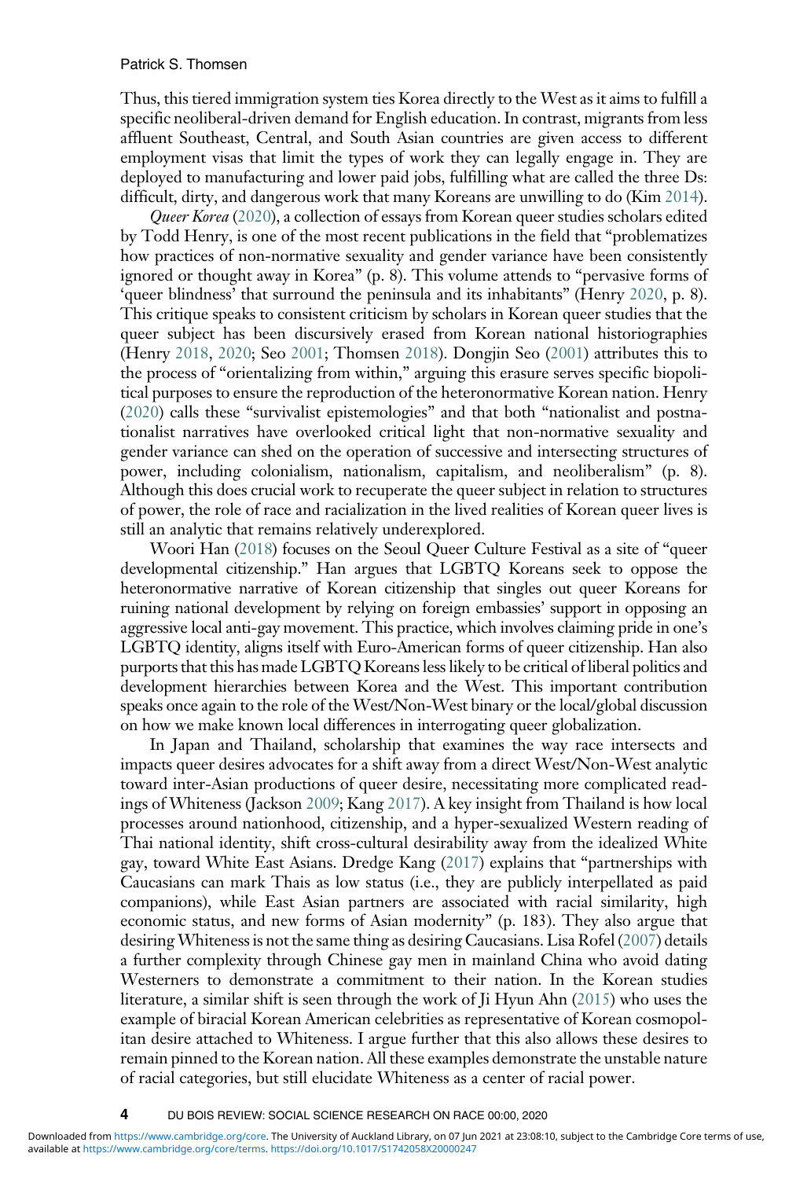Thus, this tiered immigration system ties Korea directly to the West as it aims to fulfill a specific neoliberal-driven demand for English education. In contrast, migrants from less affluent Southeast, Central, and South Asian countries are given access to different employment visas that limit the types of work they can legally engage in. They are deployed to manufacturing and lower paid jobs, fulfilling what are called the three Ds: difficult, dirty, and dangerous work that many Koreans are unwilling to do (Kim 2014).

*Queer Korea* (2020), a collection of essays from Korean queer studies scholars edited by Todd Henry, is one of the most recent publications in the field that "problematizes how practices of non-normative sexuality and gender variance have been consistently ignored or thought away in Korea" (p. 8). This volume attends to "pervasive forms of 'queer blindness' that surround the peninsula and its inhabitants" (Henry 2020, p. 8). This critique speaks to consistent criticism by scholars in Korean queer studies that the queer subject has been discursively erased from Korean national historiographies (Henry 2018, 2020; Seo 2001; Thomsen 2018). Dongjin Seo (2001) attributes this to the process of "orientalizing from within," arguing this erasure serves specific biopolitical purposes to ensure the reproduction of the heteronormative Korean nation. Henry (2020) calls these "survivalist epistemologies" and that both "nationalist and postnationalist narratives have overlooked critical light that non-normative sexuality and gender variance can shed on the operation of successive and intersecting structures of power, including colonialism, nationalism, capitalism, and neoliberalism" (p. 8). Although this does crucial work to recuperate the queer subject in relation to structures of power, the role of race and racialization in the lived realities of Korean queer lives is still an analytic that remains relatively underexplored.

Woori Han (2018) focuses on the Seoul Queer Culture Festival as a site of "queer developmental citizenship." Han argues that LGBTQ Koreans seek to oppose the heteronormative narrative of Korean citizenship that singles out queer Koreans for ruining national development by relying on foreign embassies' support in opposing an aggressive local anti-gay movement. This practice, which involves claiming pride in one's LGBTQ identity, aligns itself with Euro-American forms of queer citizenship. Han also purports that this has made LGBTQ Koreans less likely to be critical of liberal politics and development hierarchies between Korea and the West. This important contribution speaks once again to the role of the West/Non-West binary or the local/global discussion on how we make known local differences in interrogating queer globalization.

In Japan and Thailand, scholarship that examines the way race intersects and impacts queer desires advocates for a shift away from a direct West/Non-West analytic toward inter-Asian productions of queer desire, necessitating more complicated readings of Whiteness (Jackson 2009; Kang 2017). A key insight from Thailand is how local processes around nationhood, citizenship, and a hyper-sexualized Western reading of Thai national identity, shift cross-cultural desirability away from the idealized White gay, toward White East Asians. Dredge Kang (2017) explains that "partnerships with Caucasians can mark Thais as low status (i.e., they are publicly interpellated as paid companions), while East Asian partners are associated with racial similarity, high economic status, and new forms of Asian modernity" (p. 183). They also argue that desiring Whiteness is not the same thing as desiring Caucasians. Lisa Rofel (2007) details a further complexity through Chinese gay men in mainland China who avoid dating Westerners to demonstrate a commitment to their nation. In the Korean studies literature, a similar shift is seen through the work of Ji Hyun Ahn (2015) who uses the example of biracial Korean American celebrities as representative of Korean cosmopolitan desire attached to Whiteness. I argue further that this also allows these desires to remain pinned to the Korean nation. All these examples demonstrate the unstable nature of racial categories, but still elucidate Whiteness as a center of racial power.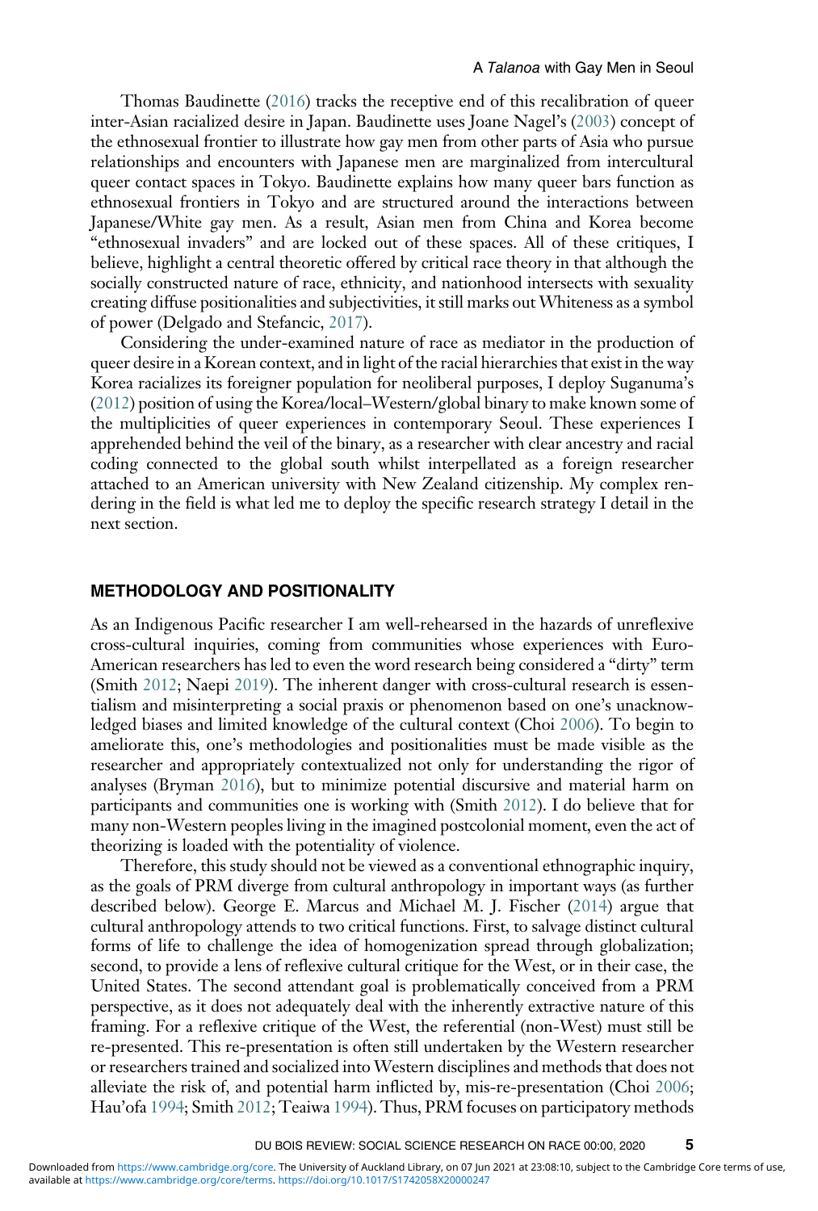Thomas Baudinette (2016) tracks the receptive end of this recalibration of queer inter-Asian racialized desire in Japan. Baudinette uses Joane Nagel's (2003) concept of the ethnosexual frontier to illustrate how gay men from other parts of Asia who pursue relationships and encounters with Japanese men are marginalized from intercultural queer contact spaces in Tokyo. Baudinette explains how many queer bars function as ethnosexual frontiers in Tokyo and are structured around the interactions between Japanese/White gay men. As a result, Asian men from China and Korea become "ethnosexual invaders" and are locked out of these spaces. All of these critiques, I believe, highlight a central theoretic offered by critical race theory in that although the socially constructed nature of race, ethnicity, and nationhood intersects with sexuality creating diffuse positionalities and subjectivities, it still marks out Whiteness as a symbol of power (Delgado and Stefancic, 2017).

Considering the under-examined nature of race as mediator in the production of queer desire in a Korean context, and in light of the racial hierarchies that exist in the way Korea racializes its foreigner population for neoliberal purposes, I deploy Suganuma's (2012) position of using the Korea/local–Western/global binary to make known some of the multiplicities of queer experiences in contemporary Seoul. These experiences I apprehended behind the veil of the binary, as a researcher with clear ancestry and racial coding connected to the global south whilst interpellated as a foreign researcher attached to an American university with New Zealand citizenship. My complex rendering in the field is what led me to deploy the specific research strategy I detail in the next section.

## METHODOLOGY AND POSITIONALITY

As an Indigenous Pacific researcher I am well-rehearsed in the hazards of unreflexive cross-cultural inquiries, coming from communities whose experiences with Euro-American researchers has led to even the word research being considered a "dirty" term (Smith 2012; Naepi 2019). The inherent danger with cross-cultural research is essentialism and misinterpreting a social praxis or phenomenon based on one's unacknowledged biases and limited knowledge of the cultural context (Choi 2006). To begin to ameliorate this, one's methodologies and positionalities must be made visible as the researcher and appropriately contextualized not only for understanding the rigor of analyses (Bryman 2016), but to minimize potential discursive and material harm on participants and communities one is working with (Smith 2012). I do believe that for many non-Western peoples living in the imagined postcolonial moment, even the act of theorizing is loaded with the potentiality of violence.

Therefore, this study should not be viewed as a conventional ethnographic inquiry, as the goals of PRM diverge from cultural anthropology in important ways (as further described below). George E. Marcus and Michael M. J. Fischer (2014) argue that cultural anthropology attends to two critical functions. First, to salvage distinct cultural forms of life to challenge the idea of homogenization spread through globalization; second, to provide a lens of reflexive cultural critique for the West, or in their case, the United States. The second attendant goal is problematically conceived from a PRM perspective, as it does not adequately deal with the inherently extractive nature of this framing. For a reflexive critique of the West, the referential (non-West) must still be re-presented. This re-presentation is often still undertaken by the Western researcher or researchers trained and socialized into Western disciplines and methods that does not alleviate the risk of, and potential harm inflicted by, mis-re-presentation (Choi 2006; Hau'ofa 1994; Smith 2012; Teaiwa 1994). Thus, PRM focuses on participatory methods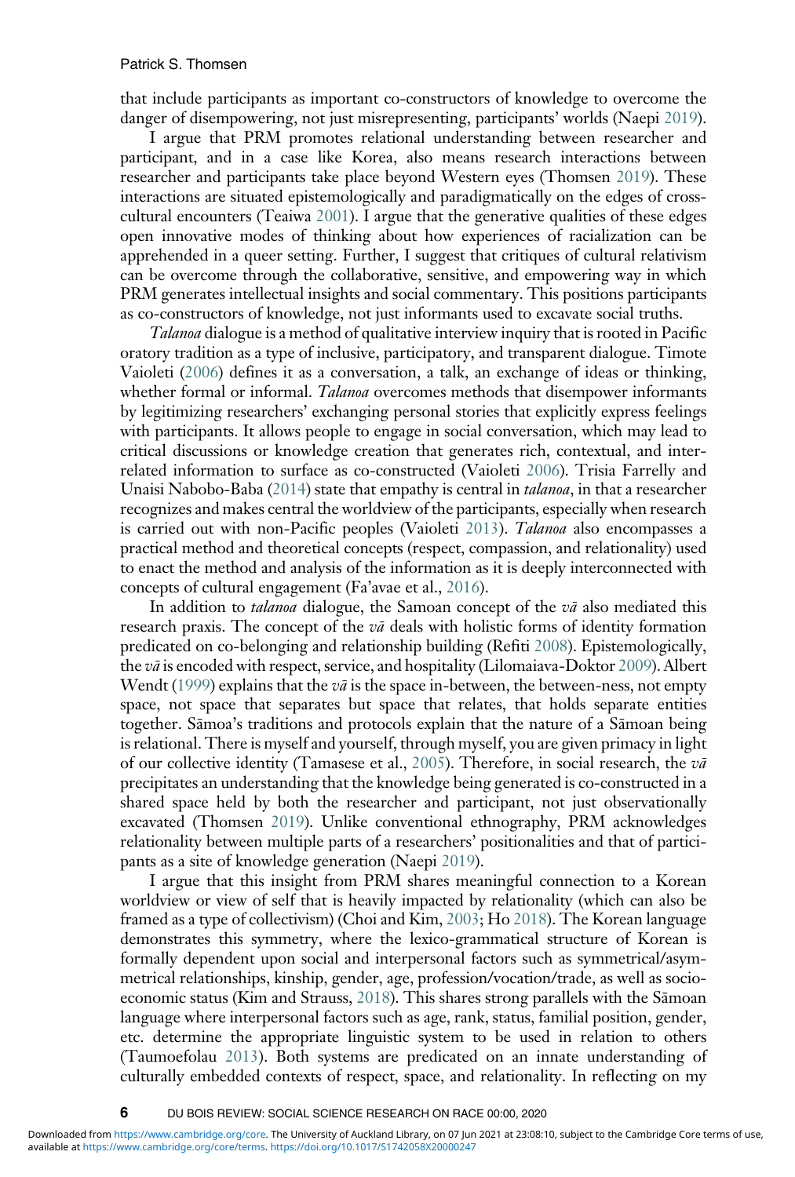that include participants as important co-constructors of knowledge to overcome the danger of disempowering, not just misrepresenting, participants' worlds (Naepi 2019).

I argue that PRM promotes relational understanding between researcher and participant, and in a case like Korea, also means research interactions between researcher and participants take place beyond Western eyes (Thomsen 2019). These interactions are situated epistemologically and paradigmatically on the edges of cross-cultural encounters (Teaiwa 2001). I argue that the generative qualities of these edges open innovative modes of thinking about how experiences of racialization can be apprehended in a queer setting. Further, I suggest that critiques of cultural relativism can be overcome through the collaborative, sensitive, and empowering way in which PRM generates intellectual insights and social commentary. This positions participants as co-constructors of knowledge, not just informants used to excavate social truths.

*Talanoa* dialogue is a method of qualitative interview inquiry that is rooted in Pacific oratory tradition as a type of inclusive, participatory, and transparent dialogue. Timote Vaioleti (2006) defines it as a conversation, a talk, an exchange of ideas or thinking, whether formal or informal. *Talanoa* overcomes methods that disempower informants by legitimizing researchers' exchanging personal stories that explicitly express feelings with participants. It allows people to engage in social conversation, which may lead to critical discussions or knowledge creation that generates rich, contextual, and inter-related information to surface as co-constructed (Vaioleti 2006). Trisia Farrelly and Unaisi Nabobo-Baba (2014) state that empathy is central in *talanoa*, in that a researcher recognizes and makes central the worldview of the participants, especially when research is carried out with non-Pacific peoples (Vaioleti 2013). *Talanoa* also encompasses a practical method and theoretical concepts (respect, compassion, and relationality) used to enact the method and analysis of the information as it is deeply interconnected with concepts of cultural engagement (Fa'avae et al., 2016).

In addition to *talanoa* dialogue, the Samoan concept of the *vā* also mediated this research praxis. The concept of the *vā* deals with holistic forms of identity formation predicated on co-belonging and relationship building (Refiti 2008). Epistemologically, the *vā* is encoded with respect, service, and hospitality (Lilomaiava-Doktor 2009). Albert Wendt (1999) explains that the *vā* is the space in-between, the between-ness, not empty space, not space that separates but space that relates, that holds separate entities together. Sāmoa's traditions and protocols explain that the nature of a Sāmoan being is relational. There is myself and yourself, through myself, you are given primacy in light of our collective identity (Tamasese et al., 2005). Therefore, in social research, the *vā* precipitates an understanding that the knowledge being generated is co-constructed in a shared space held by both the researcher and participant, not just observationally excavated (Thomsen 2019). Unlike conventional ethnography, PRM acknowledges relationality between multiple parts of a researchers' positionalities and that of participants as a site of knowledge generation (Naepi 2019).

I argue that this insight from PRM shares meaningful connection to a Korean worldview or view of self that is heavily impacted by relationality (which can also be framed as a type of collectivism) (Choi and Kim, 2003; Ho 2018). The Korean language demonstrates this symmetry, where the lexico-grammatical structure of Korean is formally dependent upon social and interpersonal factors such as symmetrical/asymmetrical relationships, kinship, gender, age, profession/vocation/trade, as well as socio-economic status (Kim and Strauss, 2018). This shares strong parallels with the Sāmoan language where interpersonal factors such as age, rank, status, familial position, gender, etc. determine the appropriate linguistic system to be used in relation to others (Taumoefolau 2013). Both systems are predicated on an innate understanding of culturally embedded contexts of respect, space, and relationality. In reflecting on my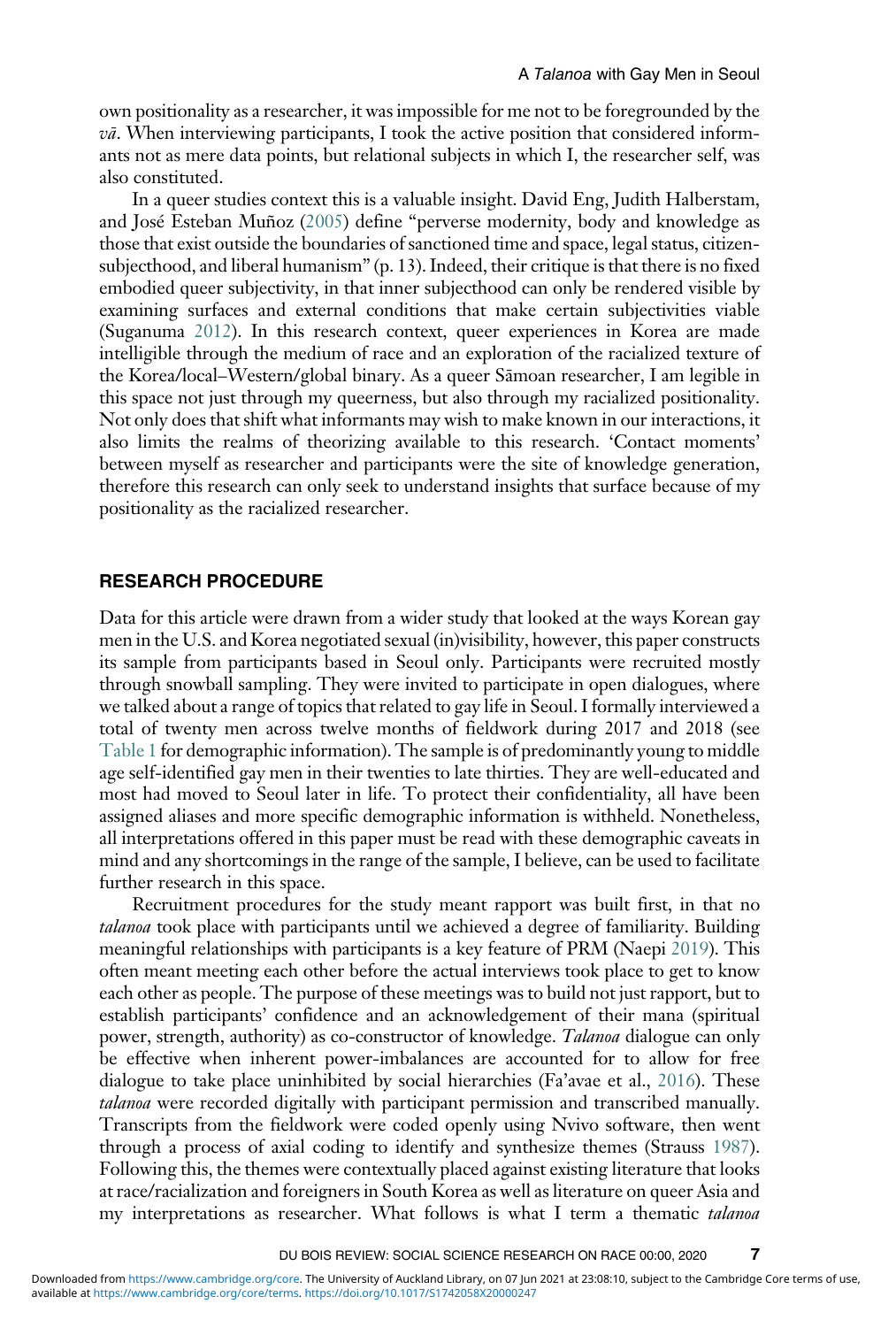own positionality as a researcher, it was impossible for me not to be foregrounded by the *vā*. When interviewing participants, I took the active position that considered informants not as mere data points, but relational subjects in which I, the researcher self, was also constituted.

In a queer studies context this is a valuable insight. David Eng, Judith Halberstam, and José Esteban Muñoz (2005) define "perverse modernity, body and knowledge as those that exist outside the boundaries of sanctioned time and space, legal status, citizen-subjecthood, and liberal humanism" (p. 13). Indeed, their critique is that there is no fixed embodied queer subjectivity, in that inner subjecthood can only be rendered visible by examining surfaces and external conditions that make certain subjectivities viable (Suganuma 2012). In this research context, queer experiences in Korea are made intelligible through the medium of race and an exploration of the racialized texture of the Korea/local–Western/global binary. As a queer Sāmoan researcher, I am legible in this space not just through my queerness, but also through my racialized positionality. Not only does that shift what informants may wish to make known in our interactions, it also limits the realms of theorizing available to this research. 'Contact moments' between myself as researcher and participants were the site of knowledge generation, therefore this research can only seek to understand insights that surface because of my positionality as the racialized researcher.

## RESEARCH PROCEDURE

Data for this article were drawn from a wider study that looked at the ways Korean gay men in the U.S. and Korea negotiated sexual (in)visibility, however, this paper constructs its sample from participants based in Seoul only. Participants were recruited mostly through snowball sampling. They were invited to participate in open dialogues, where we talked about a range of topics that related to gay life in Seoul. I formally interviewed a total of twenty men across twelve months of fieldwork during 2017 and 2018 (see Table 1 for demographic information). The sample is of predominantly young to middle age self-identified gay men in their twenties to late thirties. They are well-educated and most had moved to Seoul later in life. To protect their confidentiality, all have been assigned aliases and more specific demographic information is withheld. Nonetheless, all interpretations offered in this paper must be read with these demographic caveats in mind and any shortcomings in the range of the sample, I believe, can be used to facilitate further research in this space.

Recruitment procedures for the study meant rapport was built first, in that no *talanoa* took place with participants until we achieved a degree of familiarity. Building meaningful relationships with participants is a key feature of PRM (Naepi 2019). This often meant meeting each other before the actual interviews took place to get to know each other as people. The purpose of these meetings was to build not just rapport, but to establish participants' confidence and an acknowledgement of their mana (spiritual power, strength, authority) as co-constructor of knowledge. *Talanoa* dialogue can only be effective when inherent power-imbalances are accounted for to allow for free dialogue to take place uninhibited by social hierarchies (Fa'avae et al., 2016). These *talanoa* were recorded digitally with participant permission and transcribed manually. Transcripts from the fieldwork were coded openly using Nvivo software, then went through a process of axial coding to identify and synthesize themes (Strauss 1987). Following this, the themes were contextually placed against existing literature that looks at race/racialization and foreigners in South Korea as well as literature on queer Asia and my interpretations as researcher. What follows is what I term a thematic *talanoa*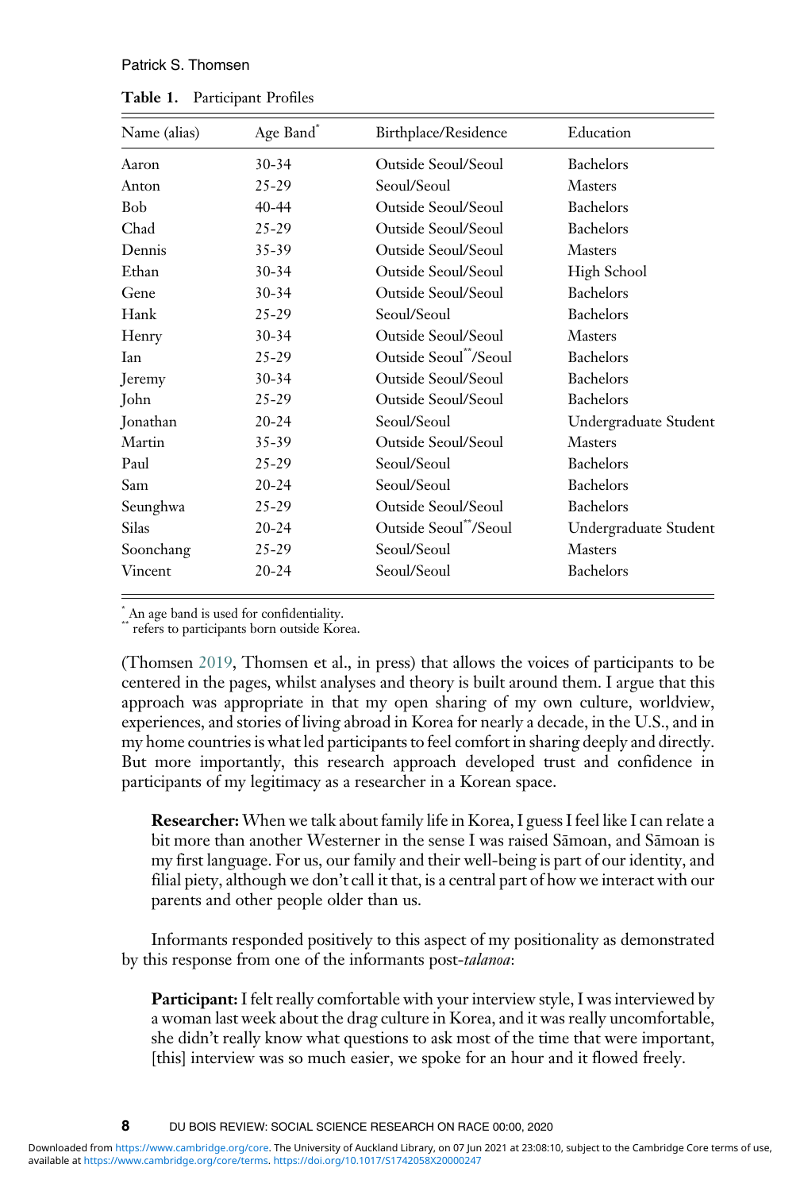**Table 1.** Participant Profiles

| Name (alias) | Age Band* | Birthplace/Residence | Education |
|---|---|---|---|
| Aaron | 30-34 | Outside Seoul/Seoul | Bachelors |
| Anton | 25-29 | Seoul/Seoul | Masters |
| Bob | 40-44 | Outside Seoul/Seoul | Bachelors |
| Chad | 25-29 | Outside Seoul/Seoul | Bachelors |
| Dennis | 35-39 | Outside Seoul/Seoul | Masters |
| Ethan | 30-34 | Outside Seoul/Seoul | High School |
| Gene | 30-34 | Outside Seoul/Seoul | Bachelors |
| Hank | 25-29 | Seoul/Seoul | Bachelors |
| Henry | 30-34 | Outside Seoul/Seoul | Masters |
| Ian | 25-29 | Outside Seoul**/Seoul | Bachelors |
| Jeremy | 30-34 | Outside Seoul/Seoul | Bachelors |
| John | 25-29 | Outside Seoul/Seoul | Bachelors |
| Jonathan | 20-24 | Seoul/Seoul | Undergraduate Student |
| Martin | 35-39 | Outside Seoul/Seoul | Masters |
| Paul | 25-29 | Seoul/Seoul | Bachelors |
| Sam | 20-24 | Seoul/Seoul | Bachelors |
| Seunghwa | 25-29 | Outside Seoul/Seoul | Bachelors |
| Silas | 20-24 | Outside Seoul**/Seoul | Undergraduate Student |
| Soonchang | 25-29 | Seoul/Seoul | Masters |
| Vincent | 20-24 | Seoul/Seoul | Bachelors |

\* An age band is used for confidentiality.
\*\* refers to participants born outside Korea.

(Thomsen 2019, Thomsen et al., in press) that allows the voices of participants to be centered in the pages, whilst analyses and theory is built around them. I argue that this approach was appropriate in that my open sharing of my own culture, worldview, experiences, and stories of living abroad in Korea for nearly a decade, in the U.S., and in my home countries is what led participants to feel comfort in sharing deeply and directly. But more importantly, this research approach developed trust and confidence in participants of my legitimacy as a researcher in a Korean space.

> **Researcher:** When we talk about family life in Korea, I guess I feel like I can relate a bit more than another Westerner in the sense I was raised Sāmoan, and Sāmoan is my first language. For us, our family and their well-being is part of our identity, and filial piety, although we don't call it that, is a central part of how we interact with our parents and other people older than us.

Informants responded positively to this aspect of my positionality as demonstrated by this response from one of the informants post-*talanoa*:

> **Participant:** I felt really comfortable with your interview style, I was interviewed by a woman last week about the drag culture in Korea, and it was really uncomfortable, she didn't really know what questions to ask most of the time that were important, [this] interview was so much easier, we spoke for an hour and it flowed freely.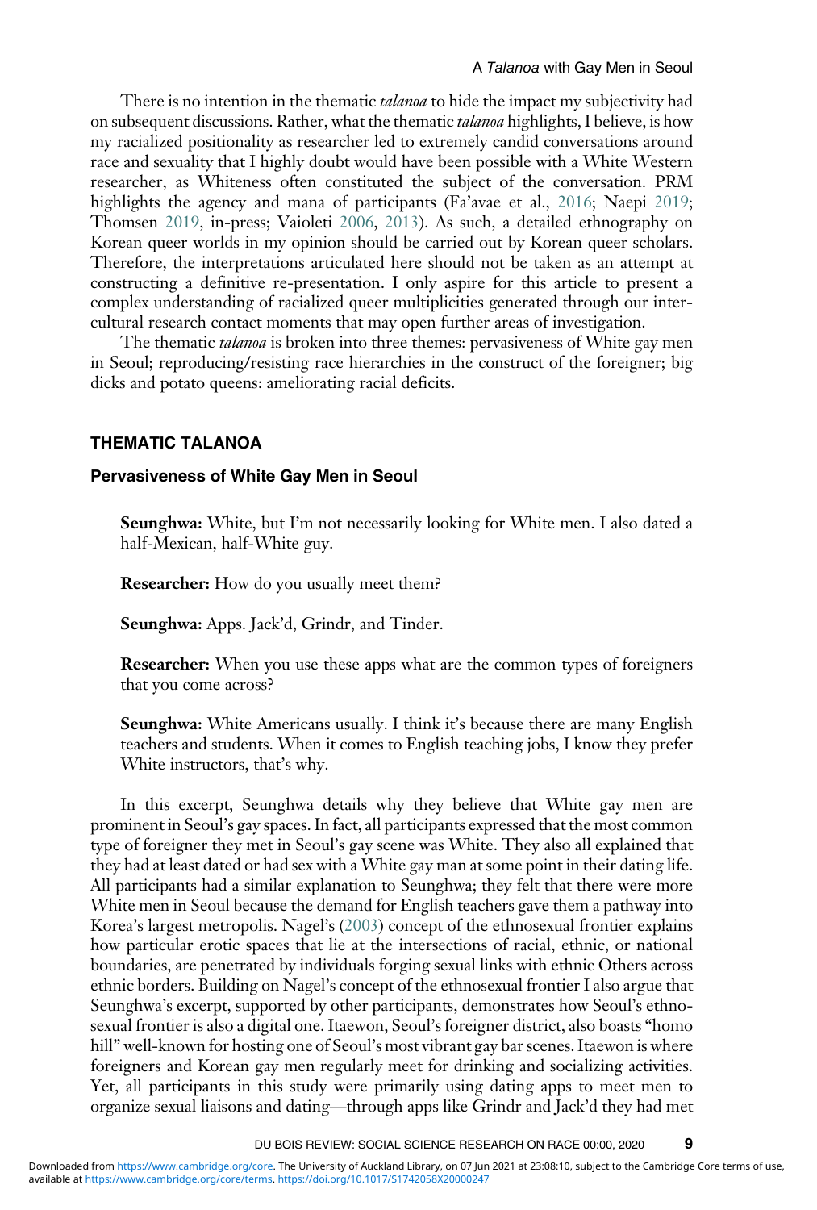There is no intention in the thematic *talanoa* to hide the impact my subjectivity had on subsequent discussions. Rather, what the thematic *talanoa* highlights, I believe, is how my racialized positionality as researcher led to extremely candid conversations around race and sexuality that I highly doubt would have been possible with a White Western researcher, as Whiteness often constituted the subject of the conversation. PRM highlights the agency and mana of participants (Fa'avae et al., 2016; Naepi 2019; Thomsen 2019, in-press; Vaioleti 2006, 2013). As such, a detailed ethnography on Korean queer worlds in my opinion should be carried out by Korean queer scholars. Therefore, the interpretations articulated here should not be taken as an attempt at constructing a definitive re-presentation. I only aspire for this article to present a complex understanding of racialized queer multiplicities generated through our intercultural research contact moments that may open further areas of investigation.

The thematic *talanoa* is broken into three themes: pervasiveness of White gay men in Seoul; reproducing/resisting race hierarchies in the construct of the foreigner; big dicks and potato queens: ameliorating racial deficits.

## THEMATIC TALANOA

### Pervasiveness of White Gay Men in Seoul

> **Seunghwa:** White, but I'm not necessarily looking for White men. I also dated a half-Mexican, half-White guy.
>
> **Researcher:** How do you usually meet them?
>
> **Seunghwa:** Apps. Jack'd, Grindr, and Tinder.
>
> **Researcher:** When you use these apps what are the common types of foreigners that you come across?
>
> **Seunghwa:** White Americans usually. I think it's because there are many English teachers and students. When it comes to English teaching jobs, I know they prefer White instructors, that's why.

In this excerpt, Seunghwa details why they believe that White gay men are prominent in Seoul's gay spaces. In fact, all participants expressed that the most common type of foreigner they met in Seoul's gay scene was White. They also all explained that they had at least dated or had sex with a White gay man at some point in their dating life. All participants had a similar explanation to Seunghwa; they felt that there were more White men in Seoul because the demand for English teachers gave them a pathway into Korea's largest metropolis. Nagel's (2003) concept of the ethnosexual frontier explains how particular erotic spaces that lie at the intersections of racial, ethnic, or national boundaries, are penetrated by individuals forging sexual links with ethnic Others across ethnic borders. Building on Nagel's concept of the ethnosexual frontier I also argue that Seunghwa's excerpt, supported by other participants, demonstrates how Seoul's ethnosexual frontier is also a digital one. Itaewon, Seoul's foreigner district, also boasts "homo hill" well-known for hosting one of Seoul's most vibrant gay bar scenes. Itaewon is where foreigners and Korean gay men regularly meet for drinking and socializing activities. Yet, all participants in this study were primarily using dating apps to meet men to organize sexual liaisons and dating—through apps like Grindr and Jack'd they had met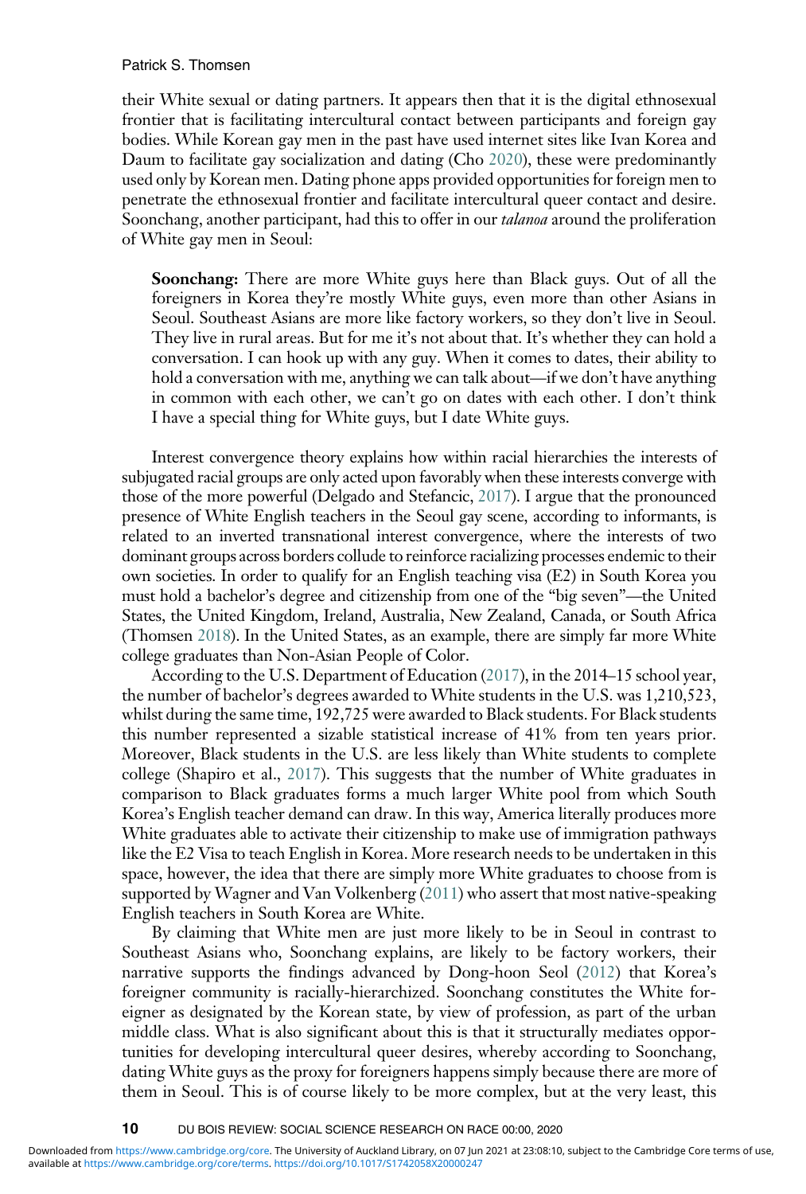their White sexual or dating partners. It appears then that it is the digital ethnosexual frontier that is facilitating intercultural contact between participants and foreign gay bodies. While Korean gay men in the past have used internet sites like Ivan Korea and Daum to facilitate gay socialization and dating (Cho 2020), these were predominantly used only by Korean men. Dating phone apps provided opportunities for foreign men to penetrate the ethnosexual frontier and facilitate intercultural queer contact and desire. Soonchang, another participant, had this to offer in our *talanoa* around the proliferation of White gay men in Seoul:

> **Soonchang:** There are more White guys here than Black guys. Out of all the foreigners in Korea they're mostly White guys, even more than other Asians in Seoul. Southeast Asians are more like factory workers, so they don't live in Seoul. They live in rural areas. But for me it's not about that. It's whether they can hold a conversation. I can hook up with any guy. When it comes to dates, their ability to hold a conversation with me, anything we can talk about—if we don't have anything in common with each other, we can't go on dates with each other. I don't think I have a special thing for White guys, but I date White guys.

Interest convergence theory explains how within racial hierarchies the interests of subjugated racial groups are only acted upon favorably when these interests converge with those of the more powerful (Delgado and Stefancic, 2017). I argue that the pronounced presence of White English teachers in the Seoul gay scene, according to informants, is related to an inverted transnational interest convergence, where the interests of two dominant groups across borders collude to reinforce racializing processes endemic to their own societies. In order to qualify for an English teaching visa (E2) in South Korea you must hold a bachelor's degree and citizenship from one of the "big seven"—the United States, the United Kingdom, Ireland, Australia, New Zealand, Canada, or South Africa (Thomsen 2018). In the United States, as an example, there are simply far more White college graduates than Non-Asian People of Color.

According to the U.S. Department of Education (2017), in the 2014–15 school year, the number of bachelor's degrees awarded to White students in the U.S. was 1,210,523, whilst during the same time, 192,725 were awarded to Black students. For Black students this number represented a sizable statistical increase of 41% from ten years prior. Moreover, Black students in the U.S. are less likely than White students to complete college (Shapiro et al., 2017). This suggests that the number of White graduates in comparison to Black graduates forms a much larger White pool from which South Korea's English teacher demand can draw. In this way, America literally produces more White graduates able to activate their citizenship to make use of immigration pathways like the E2 Visa to teach English in Korea. More research needs to be undertaken in this space, however, the idea that there are simply more White graduates to choose from is supported by Wagner and Van Volkenberg (2011) who assert that most native-speaking English teachers in South Korea are White.

By claiming that White men are just more likely to be in Seoul in contrast to Southeast Asians who, Soonchang explains, are likely to be factory workers, their narrative supports the findings advanced by Dong-hoon Seol (2012) that Korea's foreigner community is racially-hierarchized. Soonchang constitutes the White foreigner as designated by the Korean state, by view of profession, as part of the urban middle class. What is also significant about this is that it structurally mediates opportunities for developing intercultural queer desires, whereby according to Soonchang, dating White guys as the proxy for foreigners happens simply because there are more of them in Seoul. This is of course likely to be more complex, but at the very least, this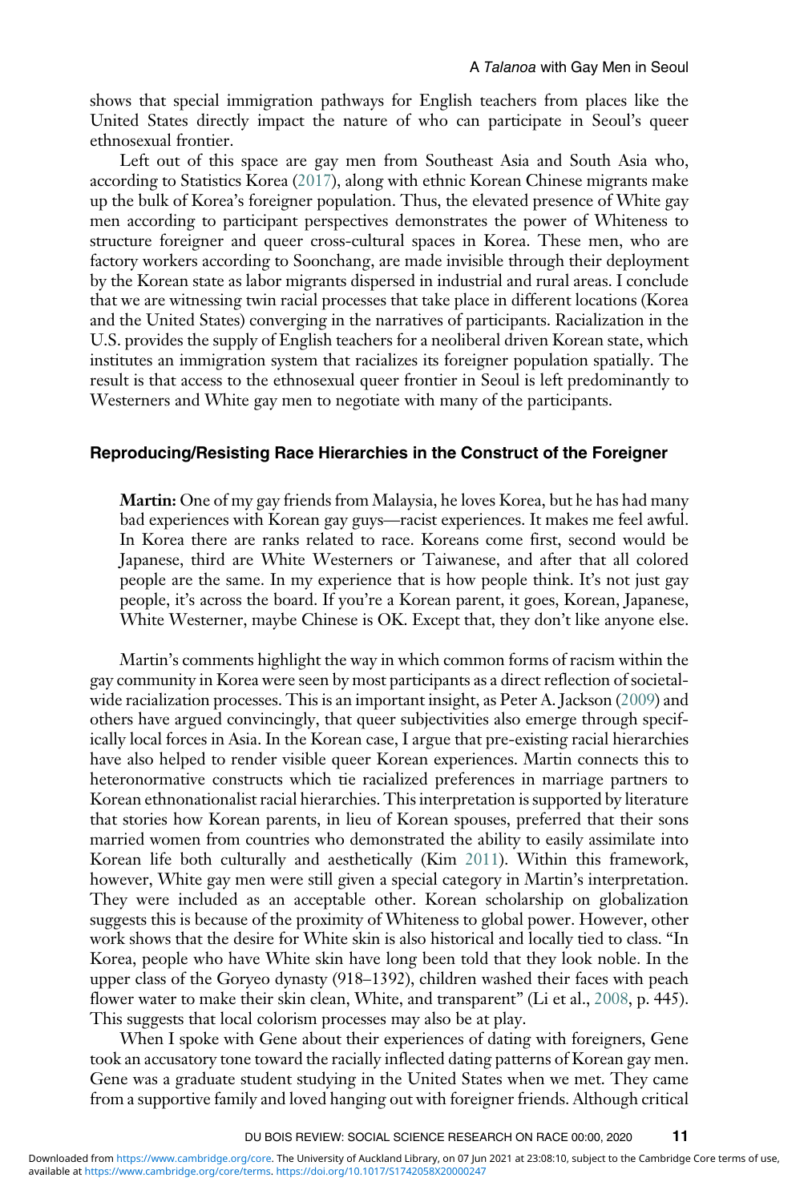shows that special immigration pathways for English teachers from places like the United States directly impact the nature of who can participate in Seoul's queer ethnosexual frontier.

Left out of this space are gay men from Southeast Asia and South Asia who, according to Statistics Korea (2017), along with ethnic Korean Chinese migrants make up the bulk of Korea's foreigner population. Thus, the elevated presence of White gay men according to participant perspectives demonstrates the power of Whiteness to structure foreigner and queer cross-cultural spaces in Korea. These men, who are factory workers according to Soonchang, are made invisible through their deployment by the Korean state as labor migrants dispersed in industrial and rural areas. I conclude that we are witnessing twin racial processes that take place in different locations (Korea and the United States) converging in the narratives of participants. Racialization in the U.S. provides the supply of English teachers for a neoliberal driven Korean state, which institutes an immigration system that racializes its foreigner population spatially. The result is that access to the ethnosexual queer frontier in Seoul is left predominantly to Westerners and White gay men to negotiate with many of the participants.

## Reproducing/Resisting Race Hierarchies in the Construct of the Foreigner

> **Martin:** One of my gay friends from Malaysia, he loves Korea, but he has had many bad experiences with Korean gay guys—racist experiences. It makes me feel awful. In Korea there are ranks related to race. Koreans come first, second would be Japanese, third are White Westerners or Taiwanese, and after that all colored people are the same. In my experience that is how people think. It's not just gay people, it's across the board. If you're a Korean parent, it goes, Korean, Japanese, White Westerner, maybe Chinese is OK. Except that, they don't like anyone else.

Martin's comments highlight the way in which common forms of racism within the gay community in Korea were seen by most participants as a direct reflection of societal-wide racialization processes. This is an important insight, as Peter A. Jackson (2009) and others have argued convincingly, that queer subjectivities also emerge through specifically local forces in Asia. In the Korean case, I argue that pre-existing racial hierarchies have also helped to render visible queer Korean experiences. Martin connects this to heteronormative constructs which tie racialized preferences in marriage partners to Korean ethnonationalist racial hierarchies. This interpretation is supported by literature that stories how Korean parents, in lieu of Korean spouses, preferred that their sons married women from countries who demonstrated the ability to easily assimilate into Korean life both culturally and aesthetically (Kim 2011). Within this framework, however, White gay men were still given a special category in Martin's interpretation. They were included as an acceptable other. Korean scholarship on globalization suggests this is because of the proximity of Whiteness to global power. However, other work shows that the desire for White skin is also historical and locally tied to class. "In Korea, people who have White skin have long been told that they look noble. In the upper class of the Goryeo dynasty (918–1392), children washed their faces with peach flower water to make their skin clean, White, and transparent" (Li et al., 2008, p. 445). This suggests that local colorism processes may also be at play.

When I spoke with Gene about their experiences of dating with foreigners, Gene took an accusatory tone toward the racially inflected dating patterns of Korean gay men. Gene was a graduate student studying in the United States when we met. They came from a supportive family and loved hanging out with foreigner friends. Although critical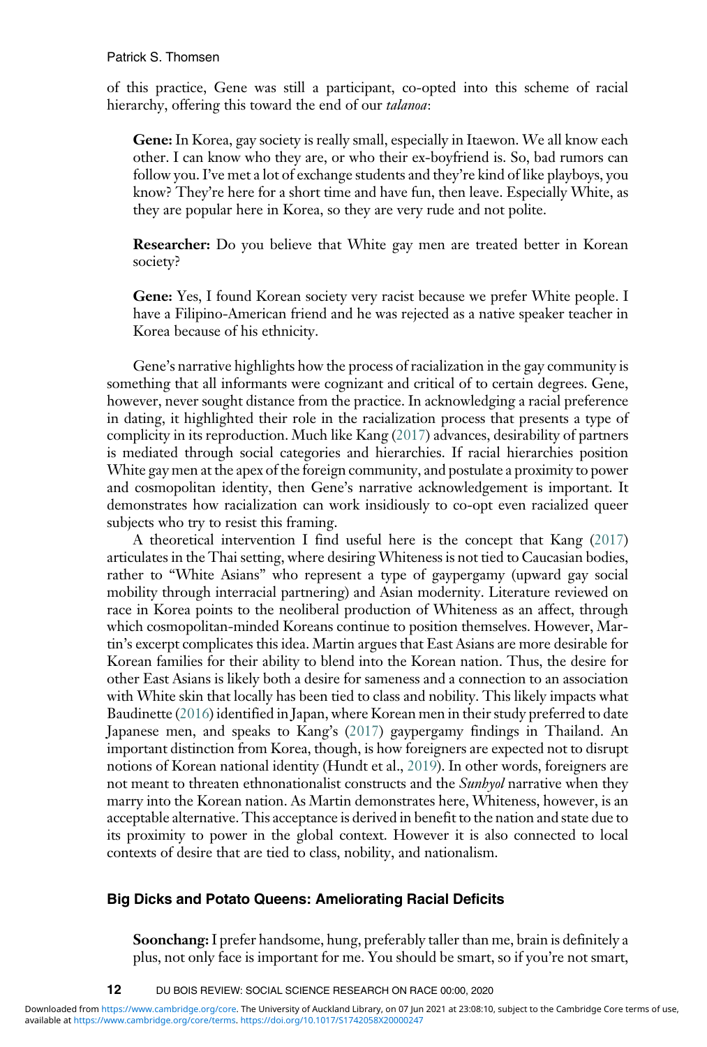of this practice, Gene was still a participant, co-opted into this scheme of racial hierarchy, offering this toward the end of our *talanoa*:

> **Gene:** In Korea, gay society is really small, especially in Itaewon. We all know each other. I can know who they are, or who their ex-boyfriend is. So, bad rumors can follow you. I've met a lot of exchange students and they're kind of like playboys, you know? They're here for a short time and have fun, then leave. Especially White, as they are popular here in Korea, so they are very rude and not polite.
>
> **Researcher:** Do you believe that White gay men are treated better in Korean society?
>
> **Gene:** Yes, I found Korean society very racist because we prefer White people. I have a Filipino-American friend and he was rejected as a native speaker teacher in Korea because of his ethnicity.

Gene's narrative highlights how the process of racialization in the gay community is something that all informants were cognizant and critical of to certain degrees. Gene, however, never sought distance from the practice. In acknowledging a racial preference in dating, it highlighted their role in the racialization process that presents a type of complicity in its reproduction. Much like Kang (2017) advances, desirability of partners is mediated through social categories and hierarchies. If racial hierarchies position White gay men at the apex of the foreign community, and postulate a proximity to power and cosmopolitan identity, then Gene's narrative acknowledgement is important. It demonstrates how racialization can work insidiously to co-opt even racialized queer subjects who try to resist this framing.

A theoretical intervention I find useful here is the concept that Kang (2017) articulates in the Thai setting, where desiring Whiteness is not tied to Caucasian bodies, rather to "White Asians" who represent a type of gaypergamy (upward gay social mobility through interracial partnering) and Asian modernity. Literature reviewed on race in Korea points to the neoliberal production of Whiteness as an affect, through which cosmopolitan-minded Koreans continue to position themselves. However, Martin's excerpt complicates this idea. Martin argues that East Asians are more desirable for Korean families for their ability to blend into the Korean nation. Thus, the desire for other East Asians is likely both a desire for sameness and a connection to an association with White skin that locally has been tied to class and nobility. This likely impacts what Baudinette (2016) identified in Japan, where Korean men in their study preferred to date Japanese men, and speaks to Kang's (2017) gaypergamy findings in Thailand. An important distinction from Korea, though, is how foreigners are expected not to disrupt notions of Korean national identity (Hundt et al., 2019). In other words, foreigners are not meant to threaten ethnonationalist constructs and the *Sunhyol* narrative when they marry into the Korean nation. As Martin demonstrates here, Whiteness, however, is an acceptable alternative. This acceptance is derived in benefit to the nation and state due to its proximity to power in the global context. However it is also connected to local contexts of desire that are tied to class, nobility, and nationalism.

## Big Dicks and Potato Queens: Ameliorating Racial Deficits

> **Sunchang:** I prefer handsome, hung, preferably taller than me, brain is definitely a plus, not only face is important for me. You should be smart, so if you're not smart,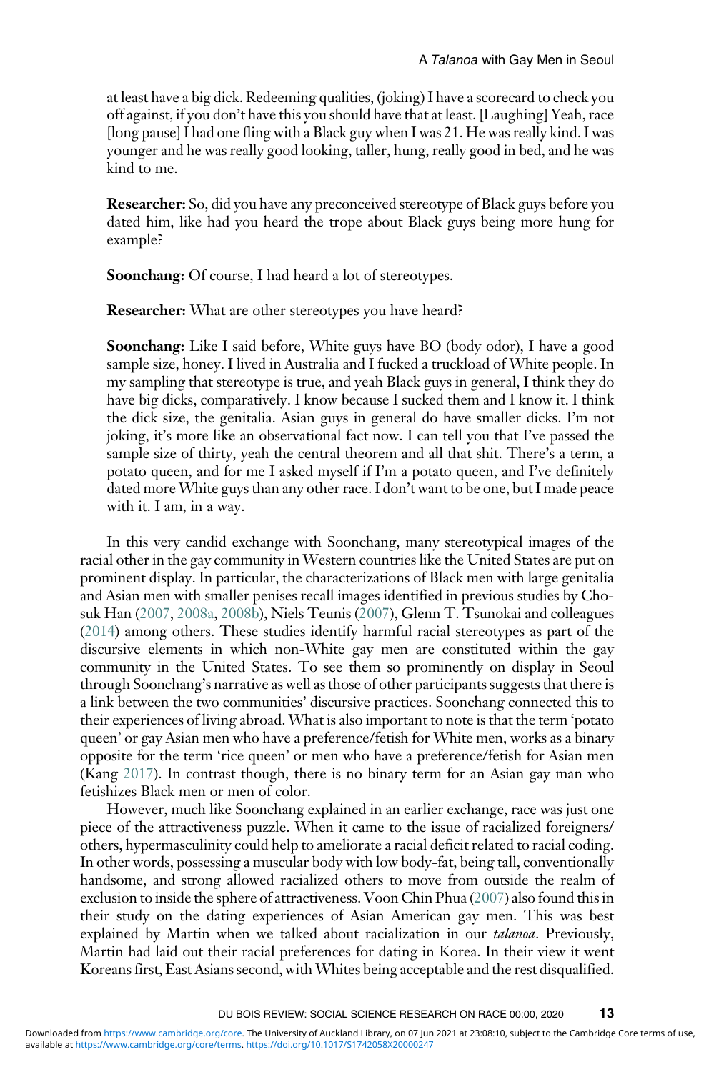at least have a big dick. Redeeming qualities, (joking) I have a scorecard to check you off against, if you don't have this you should have that at least. [Laughing] Yeah, race [long pause] I had one fling with a Black guy when I was 21. He was really kind. I was younger and he was really good looking, taller, hung, really good in bed, and he was kind to me.

**Researcher:** So, did you have any preconceived stereotype of Black guys before you dated him, like had you heard the trope about Black guys being more hung for example?

**Soonchang:** Of course, I had heard a lot of stereotypes.

**Researcher:** What are other stereotypes you have heard?

**Soonchang:** Like I said before, White guys have BO (body odor), I have a good sample size, honey. I lived in Australia and I fucked a truckload of White people. In my sampling that stereotype is true, and yeah Black guys in general, I think they do have big dicks, comparatively. I know because I sucked them and I know it. I think the dick size, the genitalia. Asian guys in general do have smaller dicks. I'm not joking, it's more like an observational fact now. I can tell you that I've passed the sample size of thirty, yeah the central theorem and all that shit. There's a term, a potato queen, and for me I asked myself if I'm a potato queen, and I've definitely dated more White guys than any other race. I don't want to be one, but I made peace with it. I am, in a way.

In this very candid exchange with Soonchang, many stereotypical images of the racial other in the gay community in Western countries like the United States are put on prominent display. In particular, the characterizations of Black men with large genitalia and Asian men with smaller penises recall images identified in previous studies by Chosuk Han (2007, 2008a, 2008b), Niels Teunis (2007), Glenn T. Tsunokai and colleagues (2014) among others. These studies identify harmful racial stereotypes as part of the discursive elements in which non-White gay men are constituted within the gay community in the United States. To see them so prominently on display in Seoul through Soonchang's narrative as well as those of other participants suggests that there is a link between the two communities' discursive practices. Soonchang connected this to their experiences of living abroad. What is also important to note is that the term 'potato queen' or gay Asian men who have a preference/fetish for White men, works as a binary opposite for the term 'rice queen' or men who have a preference/fetish for Asian men (Kang 2017). In contrast though, there is no binary term for an Asian gay man who fetishizes Black men or men of color.

However, much like Soonchang explained in an earlier exchange, race was just one piece of the attractiveness puzzle. When it came to the issue of racialized foreigners/others, hypermasculinity could help to ameliorate a racial deficit related to racial coding. In other words, possessing a muscular body with low body-fat, being tall, conventionally handsome, and strong allowed racialized others to move from outside the realm of exclusion to inside the sphere of attractiveness. Voon Chin Phua (2007) also found this in their study on the dating experiences of Asian American gay men. This was best explained by Martin when we talked about racialization in our *talanoa*. Previously, Martin had laid out their racial preferences for dating in Korea. In their view it went Koreans first, East Asians second, with Whites being acceptable and the rest disqualified.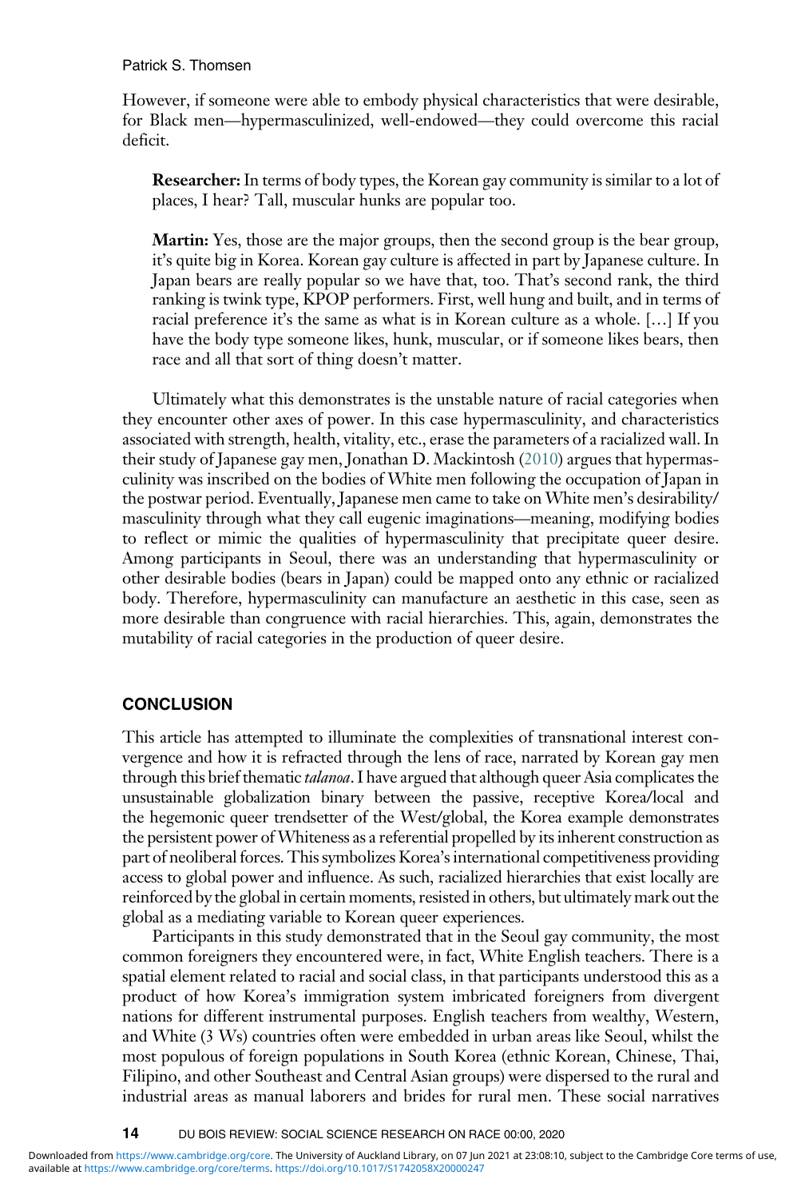However, if someone were able to embody physical characteristics that were desirable, for Black men—hypermasculinized, well-endowed—they could overcome this racial deficit.

> **Researcher:** In terms of body types, the Korean gay community is similar to a lot of places, I hear? Tall, muscular hunks are popular too.
>
> **Martin:** Yes, those are the major groups, then the second group is the bear group, it's quite big in Korea. Korean gay culture is affected in part by Japanese culture. In Japan bears are really popular so we have that, too. That's second rank, the third ranking is twink type, KPOP performers. First, well hung and built, and in terms of racial preference it's the same as what is in Korean culture as a whole. […] If you have the body type someone likes, hunk, muscular, or if someone likes bears, then race and all that sort of thing doesn't matter.

Ultimately what this demonstrates is the unstable nature of racial categories when they encounter other axes of power. In this case hypermasculinity, and characteristics associated with strength, health, vitality, etc., erase the parameters of a racialized wall. In their study of Japanese gay men, Jonathan D. Mackintosh (2010) argues that hypermasculinity was inscribed on the bodies of White men following the occupation of Japan in the postwar period. Eventually, Japanese men came to take on White men's desirability/masculinity through what they call eugenic imaginations—meaning, modifying bodies to reflect or mimic the qualities of hypermasculinity that precipitate queer desire. Among participants in Seoul, there was an understanding that hypermasculinity or other desirable bodies (bears in Japan) could be mapped onto any ethnic or racialized body. Therefore, hypermasculinity can manufacture an aesthetic in this case, seen as more desirable than congruence with racial hierarchies. This, again, demonstrates the mutability of racial categories in the production of queer desire.

## CONCLUSION

This article has attempted to illuminate the complexities of transnational interest convergence and how it is refracted through the lens of race, narrated by Korean gay men through this brief thematic *talanoa*. I have argued that although queer Asia complicates the unsustainable globalization binary between the passive, receptive Korea/local and the hegemonic queer trendsetter of the West/global, the Korea example demonstrates the persistent power of Whiteness as a referential propelled by its inherent construction as part of neoliberal forces. This symbolizes Korea's international competitiveness providing access to global power and influence. As such, racialized hierarchies that exist locally are reinforced by the global in certain moments, resisted in others, but ultimately mark out the global as a mediating variable to Korean queer experiences.

Participants in this study demonstrated that in the Seoul gay community, the most common foreigners they encountered were, in fact, White English teachers. There is a spatial element related to racial and social class, in that participants understood this as a product of how Korea's immigration system imbricated foreigners from divergent nations for different instrumental purposes. English teachers from wealthy, Western, and White (3 Ws) countries often were embedded in urban areas like Seoul, whilst the most populous of foreign populations in South Korea (ethnic Korean, Chinese, Thai, Filipino, and other Southeast and Central Asian groups) were dispersed to the rural and industrial areas as manual laborers and brides for rural men. These social narratives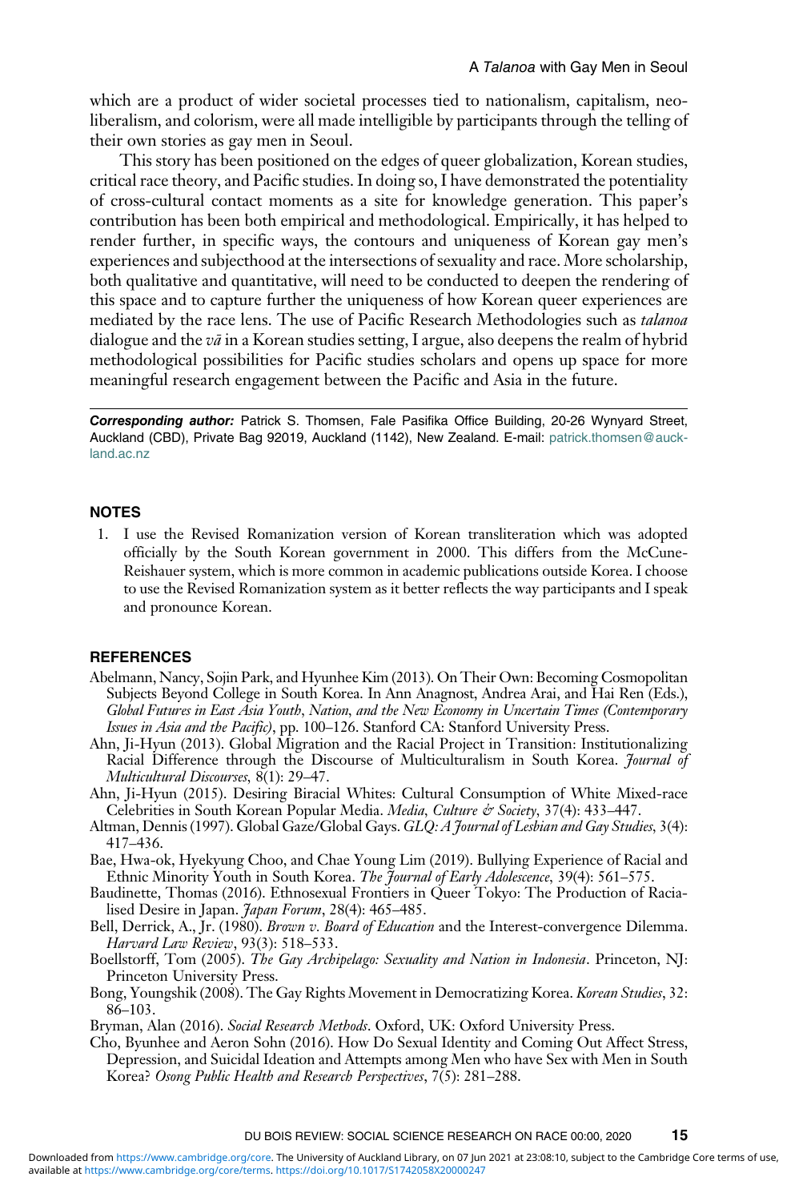which are a product of wider societal processes tied to nationalism, capitalism, neoliberalism, and colorism, were all made intelligible by participants through the telling of their own stories as gay men in Seoul.

This story has been positioned on the edges of queer globalization, Korean studies, critical race theory, and Pacific studies. In doing so, I have demonstrated the potentiality of cross-cultural contact moments as a site for knowledge generation. This paper's contribution has been both empirical and methodological. Empirically, it has helped to render further, in specific ways, the contours and uniqueness of Korean gay men's experiences and subjecthood at the intersections of sexuality and race. More scholarship, both qualitative and quantitative, will need to be conducted to deepen the rendering of this space and to capture further the uniqueness of how Korean queer experiences are mediated by the race lens. The use of Pacific Research Methodologies such as *talanoa* dialogue and the *vā* in a Korean studies setting, I argue, also deepens the realm of hybrid methodological possibilities for Pacific studies scholars and opens up space for more meaningful research engagement between the Pacific and Asia in the future.

***Corresponding author:*** Patrick S. Thomsen, Fale Pasifika Office Building, 20-26 Wynyard Street, Auckland (CBD), Private Bag 92019, Auckland (1142), New Zealand. E-mail: patrick.thomsen@auckland.ac.nz

## NOTES

1. I use the Revised Romanization version of Korean transliteration which was adopted officially by the South Korean government in 2000. This differs from the McCune-Reishauer system, which is more common in academic publications outside Korea. I choose to use the Revised Romanization system as it better reflects the way participants and I speak and pronounce Korean.

## REFERENCES

Abelmann, Nancy, Sojin Park, and Hyunhee Kim (2013). On Their Own: Becoming Cosmopolitan Subjects Beyond College in South Korea. In Ann Anagnost, Andrea Arai, and Hai Ren (Eds.), *Global Futures in East Asia Youth, Nation, and the New Economy in Uncertain Times (Contemporary Issues in Asia and the Pacific)*, pp. 100–126. Stanford CA: Stanford University Press.

Ahn, Ji-Hyun (2013). Global Migration and the Racial Project in Transition: Institutionalizing Racial Difference through the Discourse of Multiculturalism in South Korea. *Journal of Multicultural Discourses*, 8(1): 29–47.

Ahn, Ji-Hyun (2015). Desiring Biracial Whites: Cultural Consumption of White Mixed-race Celebrities in South Korean Popular Media. *Media, Culture & Society*, 37(4): 433–447.

Altman, Dennis (1997). Global Gaze/Global Gays. *GLQ: A Journal of Lesbian and Gay Studies*, 3(4): 417–436.

Bae, Hwa-ok, Hyekyung Choo, and Chae Young Lim (2019). Bullying Experience of Racial and Ethnic Minority Youth in South Korea. *The Journal of Early Adolescence*, 39(4): 561–575.

Baudinette, Thomas (2016). Ethnosexual Frontiers in Queer Tokyo: The Production of Racialised Desire in Japan. *Japan Forum*, 28(4): 465–485.

Bell, Derrick, A., Jr. (1980). *Brown v. Board of Education* and the Interest-convergence Dilemma. *Harvard Law Review*, 93(3): 518–533.

Boellstorff, Tom (2005). *The Gay Archipelago: Sexuality and Nation in Indonesia*. Princeton, NJ: Princeton University Press.

Bong, Youngshik (2008). The Gay Rights Movement in Democratizing Korea. *Korean Studies*, 32: 86–103.

Bryman, Alan (2016). *Social Research Methods*. Oxford, UK: Oxford University Press.

Cho, Byunhee and Aeron Sohn (2016). How Do Sexual Identity and Coming Out Affect Stress, Depression, and Suicidal Ideation and Attempts among Men who have Sex with Men in South Korea? *Osong Public Health and Research Perspectives*, 7(5): 281–288.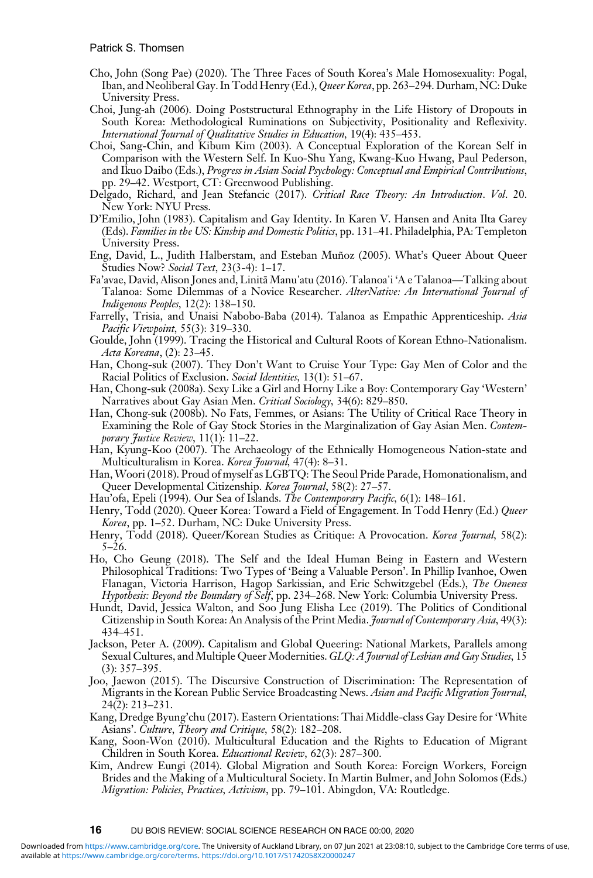Cho, John (Song Pae) (2020). The Three Faces of South Korea's Male Homosexuality: Pogal, Iban, and Neoliberal Gay. In Todd Henry (Ed.), *Queer Korea*, pp. 263–294. Durham, NC: Duke University Press.

Choi, Jung-ah (2006). Doing Poststructural Ethnography in the Life History of Dropouts in South Korea: Methodological Ruminations on Subjectivity, Positionality and Reflexivity. *International Journal of Qualitative Studies in Education*, 19(4): 435–453.

Choi, Sang-Chin, and Kibum Kim (2003). A Conceptual Exploration of the Korean Self in Comparison with the Western Self. In Kuo-Shu Yang, Kwang-Kuo Hwang, Paul Pederson, and Ikuo Daibo (Eds.), *Progress in Asian Social Psychology: Conceptual and Empirical Contributions*, pp. 29–42. Westport, CT: Greenwood Publishing.

Delgado, Richard, and Jean Stefancic (2017). *Critical Race Theory: An Introduction*. *Vol*. 20. New York: NYU Press.

D'Emilio, John (1983). Capitalism and Gay Identity. In Karen V. Hansen and Anita Ilta Garey (Eds). *Families in the US: Kinship and Domestic Politics*, pp. 131–41. Philadelphia, PA: Templeton University Press.

Eng, David, L., Judith Halberstam, and Esteban Muñoz (2005). What's Queer About Queer Studies Now? *Social Text*, 23(3-4): 1–17.

Fa'avae, David, Alison Jones and, Linitā Manu'atu (2016). Talanoa'i 'A e Talanoa—Talking about Talanoa: Some Dilemmas of a Novice Researcher. *AlterNative: An International Journal of Indigenous Peoples*, 12(2): 138–150.

Farrelly, Trisia, and Unaisi Nabobo-Baba (2014). Talanoa as Empathic Apprenticeship. *Asia Pacific Viewpoint*, 55(3): 319–330.

Goulde, John (1999). Tracing the Historical and Cultural Roots of Korean Ethno-Nationalism. *Acta Koreana*, (2): 23–45.

Han, Chong-suk (2007). They Don't Want to Cruise Your Type: Gay Men of Color and the Racial Politics of Exclusion. *Social Identities*, 13(1): 51–67.

Han, Chong-suk (2008a). Sexy Like a Girl and Horny Like a Boy: Contemporary Gay 'Western' Narratives about Gay Asian Men. *Critical Sociology*, 34(6): 829–850.

Han, Chong-suk (2008b). No Fats, Femmes, or Asians: The Utility of Critical Race Theory in Examining the Role of Gay Stock Stories in the Marginalization of Gay Asian Men. *Contemporary Justice Review*, 11(1): 11–22.

Han, Kyung-Koo (2007). The Archaeology of the Ethnically Homogeneous Nation-state and Multiculturalism in Korea. *Korea Journal*, 47(4): 8–31.

Han, Woori (2018). Proud of myself as LGBTQ: The Seoul Pride Parade, Homonationalism, and Queer Developmental Citizenship. *Korea Journal*, 58(2): 27–57.

Hau'ofa, Epeli (1994). Our Sea of Islands. *The Contemporary Pacific*, 6(1): 148–161.

Henry, Todd (2020). Queer Korea: Toward a Field of Engagement. In Todd Henry (Ed.) *Queer Korea*, pp. 1–52. Durham, NC: Duke University Press.

Henry, Todd (2018). Queer/Korean Studies as Critique: A Provocation. *Korea Journal*, 58(2): 5–26.

Ho, Cho Geung (2018). The Self and the Ideal Human Being in Eastern and Western Philosophical Traditions: Two Types of 'Being a Valuable Person'. In Phillip Ivanhoe, Owen Flanagan, Victoria Harrison, Hagop Sarkissian, and Eric Schwitzgebel (Eds.), *The Oneness Hypothesis: Beyond the Boundary of Self*, pp. 234–268. New York: Columbia University Press.

Hundt, David, Jessica Walton, and Soo Jung Elisha Lee (2019). The Politics of Conditional Citizenship in South Korea: An Analysis of the Print Media. *Journal of Contemporary Asia*, 49(3): 434–451.

Jackson, Peter A. (2009). Capitalism and Global Queering: National Markets, Parallels among Sexual Cultures, and Multiple Queer Modernities. *GLQ: A Journal of Lesbian and Gay Studies*, 15 (3): 357–395.

Joo, Jaewon (2015). The Discursive Construction of Discrimination: The Representation of Migrants in the Korean Public Service Broadcasting News. *Asian and Pacific Migration Journal*, 24(2): 213–231.

Kang, Dredge Byung'chu (2017). Eastern Orientations: Thai Middle-class Gay Desire for 'White Asians'. *Culture, Theory and Critique*, 58(2): 182–208.

Kang, Soon-Won (2010). Multicultural Education and the Rights to Education of Migrant Children in South Korea. *Educational Review*, 62(3): 287–300.

Kim, Andrew Eungi (2014). Global Migration and South Korea: Foreign Workers, Foreign Brides and the Making of a Multicultural Society. In Martin Bulmer, and John Solomos (Eds.) *Migration: Policies, Practices, Activism*, pp. 79–101. Abingdon, VA: Routledge.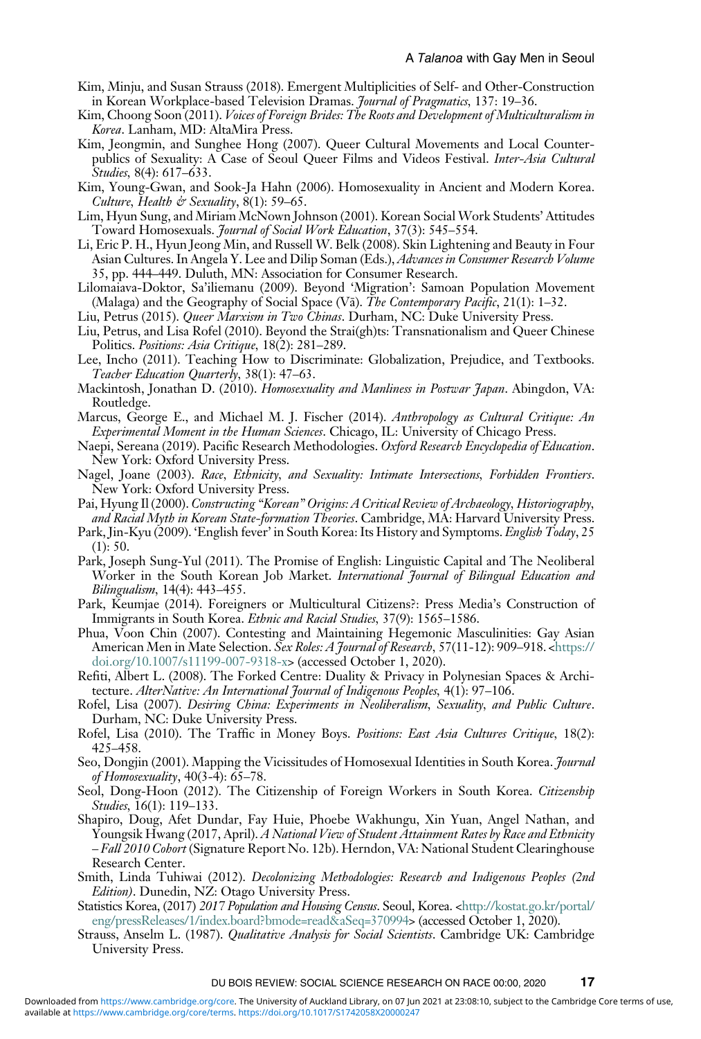Kim, Minju, and Susan Strauss (2018). Emergent Multiplicities of Self- and Other-Construction in Korean Workplace-based Television Dramas. *Journal of Pragmatics*, 137: 19–36.

Kim, Choong Soon (2011). *Voices of Foreign Brides: The Roots and Development of Multiculturalism in Korea*. Lanham, MD: AltaMira Press.

Kim, Jeongmin, and Sunghee Hong (2007). Queer Cultural Movements and Local Counter-publics of Sexuality: A Case of Seoul Queer Films and Videos Festival. *Inter-Asia Cultural Studies*, 8(4): 617–633.

Kim, Young-Gwan, and Sook-Ja Hahn (2006). Homosexuality in Ancient and Modern Korea. *Culture, Health & Sexuality*, 8(1): 59–65.

Lim, Hyun Sung, and Miriam McNown Johnson (2001). Korean Social Work Students' Attitudes Toward Homosexuals. *Journal of Social Work Education*, 37(3): 545–554.

Li, Eric P. H., Hyun Jeong Min, and Russell W. Belk (2008). Skin Lightening and Beauty in Four Asian Cultures. In Angela Y. Lee and Dilip Soman (Eds.), *Advances in Consumer Research Volume* 35, pp. 444–449. Duluth, MN: Association for Consumer Research.

Lilomaiava-Doktor, Sa'iliemanu (2009). Beyond 'Migration': Samoan Population Movement (Malaga) and the Geography of Social Space (Vā). *The Contemporary Pacific*, 21(1): 1–32.

Liu, Petrus (2015). *Queer Marxism in Two Chinas*. Durham, NC: Duke University Press.

Liu, Petrus, and Lisa Rofel (2010). Beyond the Strai(gh)ts: Transnationalism and Queer Chinese Politics. *Positions: Asia Critique*, 18(2): 281–289.

Lee, Incho (2011). Teaching How to Discriminate: Globalization, Prejudice, and Textbooks. *Teacher Education Quarterly*, 38(1): 47–63.

Mackintosh, Jonathan D. (2010). *Homosexuality and Manliness in Postwar Japan*. Abingdon, VA: Routledge.

Marcus, George E., and Michael M. J. Fischer (2014). *Anthropology as Cultural Critique: An Experimental Moment in the Human Sciences*. Chicago, IL: University of Chicago Press.

Naepi, Sereana (2019). Pacific Research Methodologies. *Oxford Research Encyclopedia of Education*. New York: Oxford University Press.

Nagel, Joane (2003). *Race, Ethnicity, and Sexuality: Intimate Intersections, Forbidden Frontiers*. New York: Oxford University Press.

Pai, Hyung Il (2000). *Constructing "Korean" Origins: A Critical Review of Archaeology, Historiography, and Racial Myth in Korean State-formation Theories*. Cambridge, MA: Harvard University Press.

Park, Jin-Kyu (2009). 'English fever' in South Korea: Its History and Symptoms. *English Today*, 25 (1): 50.

Park, Joseph Sung-Yul (2011). The Promise of English: Linguistic Capital and The Neoliberal Worker in the South Korean Job Market. *International Journal of Bilingual Education and Bilingualism*, 14(4): 443–455.

Park, Keumjae (2014). Foreigners or Multicultural Citizens?: Press Media's Construction of Immigrants in South Korea. *Ethnic and Racial Studies*, 37(9): 1565–1586.

Phua, Voon Chin (2007). Contesting and Maintaining Hegemonic Masculinities: Gay Asian American Men in Mate Selection. *Sex Roles: A Journal of Research*, 57(11-12): 909–918. <https://doi.org/10.1007/s11199-007-9318-x> (accessed October 1, 2020).

Refiti, Albert L. (2008). The Forked Centre: Duality & Privacy in Polynesian Spaces & Architecture. *AlterNative: An International Journal of Indigenous Peoples*, 4(1): 97–106.

Rofel, Lisa (2007). *Desiring China: Experiments in Neoliberalism, Sexuality, and Public Culture*. Durham, NC: Duke University Press.

Rofel, Lisa (2010). The Traffic in Money Boys. *Positions: East Asia Cultures Critique*, 18(2): 425–458.

Seo, Dongjin (2001). Mapping the Vicissitudes of Homosexual Identities in South Korea. *Journal of Homosexuality*, 40(3-4): 65–78.

Seol, Dong-Hoon (2012). The Citizenship of Foreign Workers in South Korea. *Citizenship Studies*, 16(1): 119–133.

Shapiro, Doug, Afet Dundar, Fay Huie, Phoebe Wakhungu, Xin Yuan, Angel Nathan, and Youngsik Hwang (2017, April). *A National View of Student Attainment Rates by Race and Ethnicity – Fall 2010 Cohort* (Signature Report No. 12b). Herndon, VA: National Student Clearinghouse Research Center.

Smith, Linda Tuhiwai (2012). *Decolonizing Methodologies: Research and Indigenous Peoples (2nd Edition)*. Dunedin, NZ: Otago University Press.

Statistics Korea, (2017) *2017 Population and Housing Census*. Seoul, Korea. <http://kostat.go.kr/portal/eng/pressReleases/1/index.board?bmode=read&aSeq=370994> (accessed October 1, 2020).

Strauss, Anselm L. (1987). *Qualitative Analysis for Social Scientists*. Cambridge UK: Cambridge University Press.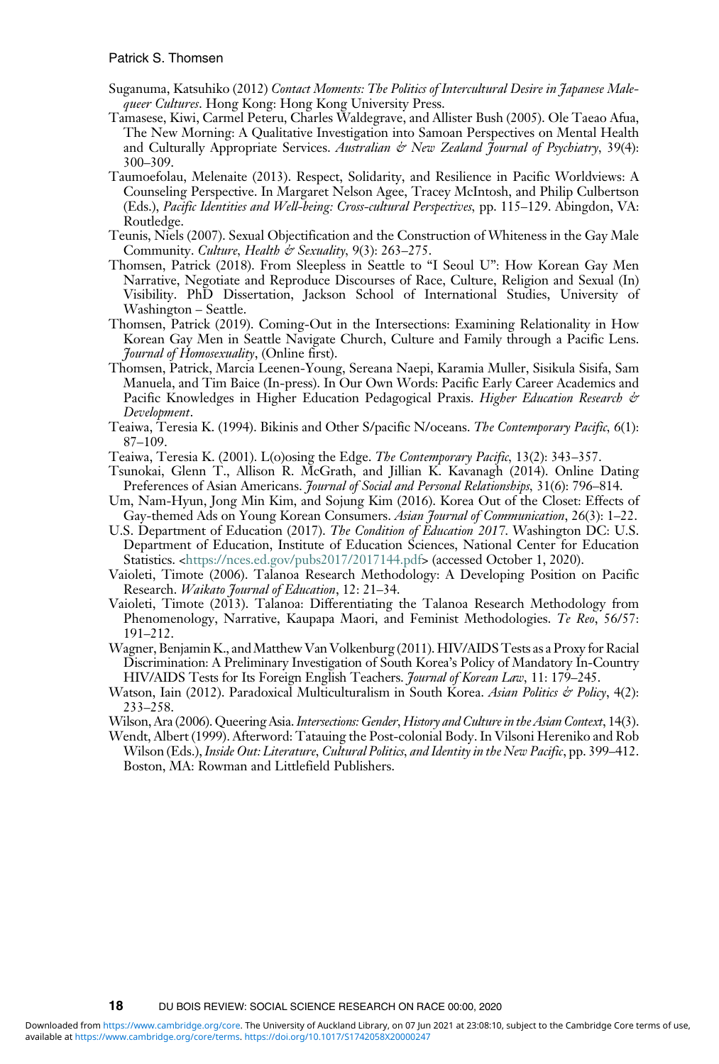Suganuma, Katsuhiko (2012) *Contact Moments: The Politics of Intercultural Desire in Japanese Male-queer Cultures*. Hong Kong: Hong Kong University Press.

Tamasese, Kiwi, Carmel Peteru, Charles Waldegrave, and Allister Bush (2005). Ole Taeao Afua, The New Morning: A Qualitative Investigation into Samoan Perspectives on Mental Health and Culturally Appropriate Services. *Australian & New Zealand Journal of Psychiatry*, 39(4): 300–309.

Taumoefolau, Melenaite (2013). Respect, Solidarity, and Resilience in Pacific Worldviews: A Counseling Perspective. In Margaret Nelson Agee, Tracey McIntosh, and Philip Culbertson (Eds.), *Pacific Identities and Well-being: Cross-cultural Perspectives*, pp. 115–129. Abingdon, VA: Routledge.

Teunis, Niels (2007). Sexual Objectification and the Construction of Whiteness in the Gay Male Community. *Culture, Health & Sexuality*, 9(3): 263–275.

Thomsen, Patrick (2018). From Sleepless in Seattle to "I Seoul U": How Korean Gay Men Narrative, Negotiate and Reproduce Discourses of Race, Culture, Religion and Sexual (In) Visibility. PhD Dissertation, Jackson School of International Studies, University of Washington – Seattle.

Thomsen, Patrick (2019). Coming-Out in the Intersections: Examining Relationality in How Korean Gay Men in Seattle Navigate Church, Culture and Family through a Pacific Lens. *Journal of Homosexuality*, (Online first).

Thomsen, Patrick, Marcia Leenen-Young, Sereana Naepi, Karamia Muller, Sisikula Sisifa, Sam Manuela, and Tim Baice (In-press). In Our Own Words: Pacific Early Career Academics and Pacific Knowledges in Higher Education Pedagogical Praxis. *Higher Education Research & Development*.

Teaiwa, Teresia K. (1994). Bikinis and Other S/pacific N/oceans. *The Contemporary Pacific*, 6(1): 87–109.

Teaiwa, Teresia K. (2001). L(o)osing the Edge. *The Contemporary Pacific*, 13(2): 343–357.

Tsunokai, Glenn T., Allison R. McGrath, and Jillian K. Kavanagh (2014). Online Dating Preferences of Asian Americans. *Journal of Social and Personal Relationships*, 31(6): 796–814.

Um, Nam-Hyun, Jong Min Kim, and Sojung Kim (2016). Korea Out of the Closet: Effects of Gay-themed Ads on Young Korean Consumers. *Asian Journal of Communication*, 26(3): 1–22.

U.S. Department of Education (2017). *The Condition of Education 2017*. Washington DC: U.S. Department of Education, Institute of Education Sciences, National Center for Education Statistics. <https://nces.ed.gov/pubs2017/2017144.pdf> (accessed October 1, 2020).

Vaioleti, Timote (2006). Talanoa Research Methodology: A Developing Position on Pacific Research. *Waikato Journal of Education*, 12: 21–34.

Vaioleti, Timote (2013). Talanoa: Differentiating the Talanoa Research Methodology from Phenomenology, Narrative, Kaupapa Maori, and Feminist Methodologies. *Te Reo*, 56/57: 191–212.

Wagner, Benjamin K., and Matthew Van Volkenburg (2011). HIV/AIDS Tests as a Proxy for Racial Discrimination: A Preliminary Investigation of South Korea's Policy of Mandatory In-Country HIV/AIDS Tests for Its Foreign English Teachers. *Journal of Korean Law*, 11: 179–245.

Watson, Iain (2012). Paradoxical Multiculturalism in South Korea. *Asian Politics & Policy*, 4(2): 233–258.

Wilson, Ara (2006). Queering Asia. *Intersections: Gender, History and Culture in the Asian Context*, 14(3).

Wendt, Albert (1999). Afterword: Tatauing the Post-colonial Body. In Vilsoni Hereniko and Rob Wilson (Eds.), *Inside Out: Literature, Cultural Politics, and Identity in the New Pacific*, pp. 399–412. Boston, MA: Rowman and Littlefield Publishers.